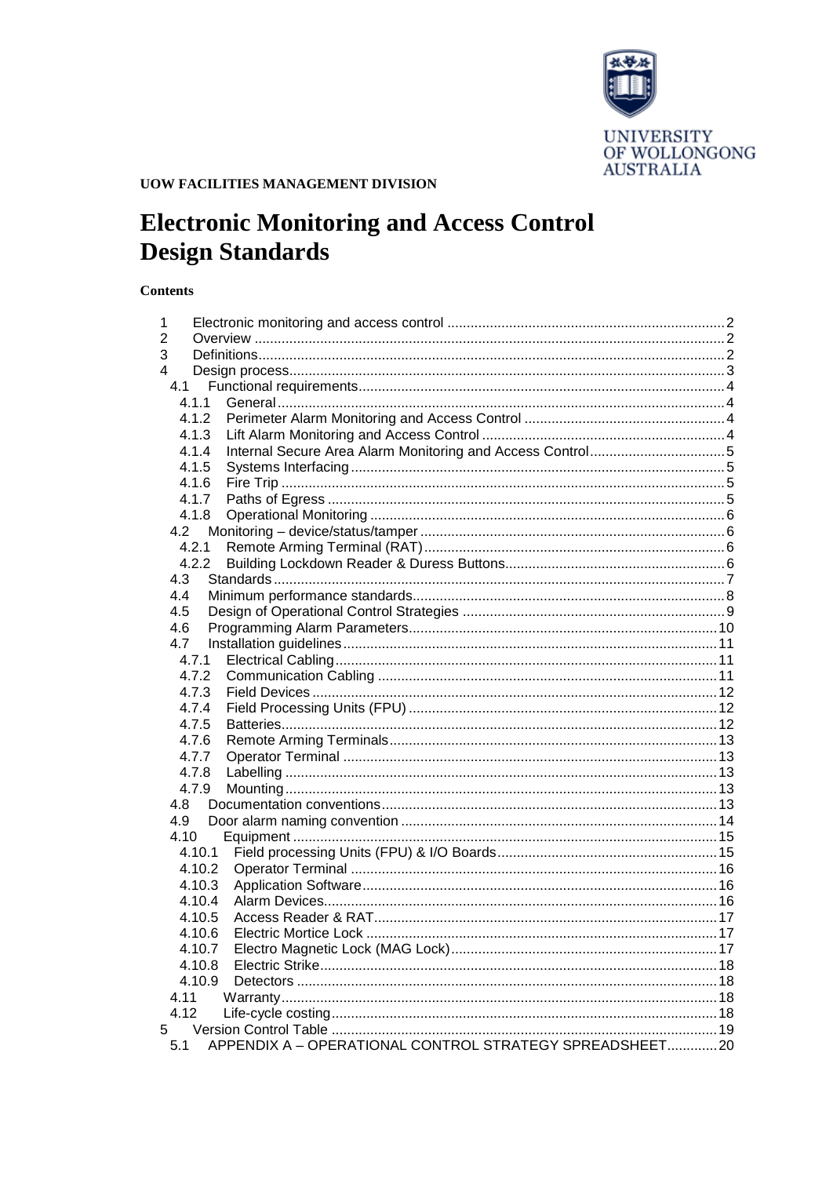UNIVERSITY OF WOLLONGONG AUSTRALIA

**UOW FACILITIES MANAGEMENT DIVISION**

# Electronic Monitoring and Access Control Design Standards

**Contents**

1 Electronic monitoring and access control ........ 2
2 Overview ........ 2
3 Definitions ........ 2
4 Design process ........ 3
- 4.1 Functional requirements ........ 4
  - 4.1.1 General ........ 4
  - 4.1.2 Perimeter Alarm Monitoring and Access Control ........ 4
  - 4.1.3 Lift Alarm Monitoring and Access Control ........ 4
  - 4.1.4 Internal Secure Area Alarm Monitoring and Access Control ........ 5
  - 4.1.5 Systems Interfacing ........ 5
  - 4.1.6 Fire Trip ........ 5
  - 4.1.7 Paths of Egress ........ 5
  - 4.1.8 Operational Monitoring ........ 6
- 4.2 Monitoring – device/status/tamper ........ 6
  - 4.2.1 Remote Arming Terminal (RAT) ........ 6
  - 4.2.2 Building Lockdown Reader & Duress Buttons ........ 6
- 4.3 Standards ........ 7
- 4.4 Minimum performance standards ........ 8
- 4.5 Design of Operational Control Strategies ........ 9
- 4.6 Programming Alarm Parameters ........ 10
- 4.7 Installation guidelines ........ 11
  - 4.7.1 Electrical Cabling ........ 11
  - 4.7.2 Communication Cabling ........ 11
  - 4.7.3 Field Devices ........ 12
  - 4.7.4 Field Processing Units (FPU) ........ 12
  - 4.7.5 Batteries ........ 12
  - 4.7.6 Remote Arming Terminals ........ 13
  - 4.7.7 Operator Terminal ........ 13
  - 4.7.8 Labelling ........ 13
  - 4.7.9 Mounting ........ 13
- 4.8 Documentation conventions ........ 13
- 4.9 Door alarm naming convention ........ 14
- 4.10 Equipment ........ 15
  - 4.10.1 Field processing Units (FPU) & I/O Boards ........ 15
  - 4.10.2 Operator Terminal ........ 16
  - 4.10.3 Application Software ........ 16
  - 4.10.4 Alarm Devices ........ 16
  - 4.10.5 Access Reader & RAT ........ 17
  - 4.10.6 Electric Mortice Lock ........ 17
  - 4.10.7 Electro Magnetic Lock (MAG Lock) ........ 17
  - 4.10.8 Electric Strike ........ 18
  - 4.10.9 Detectors ........ 18
- 4.11 Warranty ........ 18
- 4.12 Life-cycle costing ........ 18

5 Version Control Table ........ 19
- 5.1 APPENDIX A – OPERATIONAL CONTROL STRATEGY SPREADSHEET ........ 20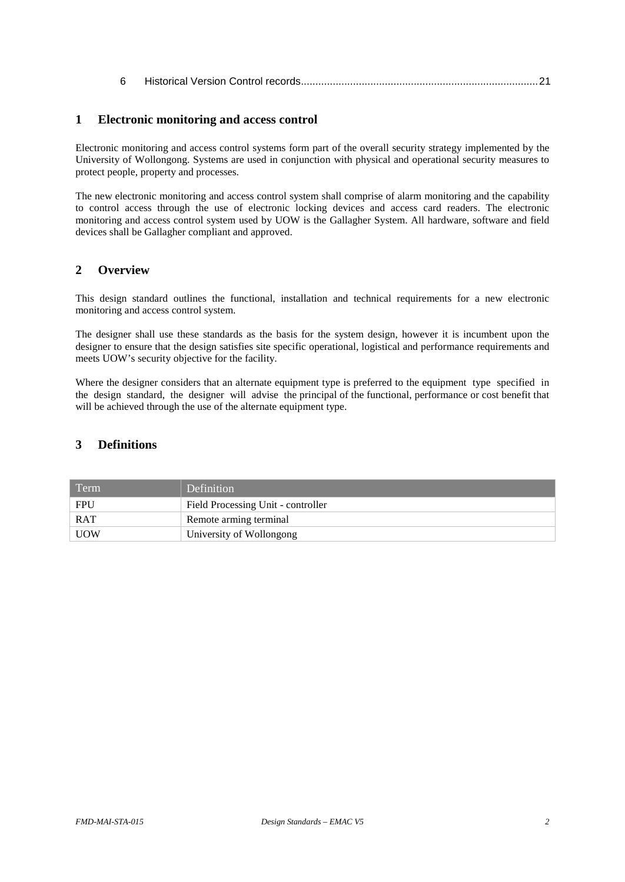6 Historical Version Control records.................................................................................21

# 1 Electronic monitoring and access control

Electronic monitoring and access control systems form part of the overall security strategy implemented by the University of Wollongong. Systems are used in conjunction with physical and operational security measures to protect people, property and processes.

The new electronic monitoring and access control system shall comprise of alarm monitoring and the capability to control access through the use of electronic locking devices and access card readers. The electronic monitoring and access control system used by UOW is the Gallagher System. All hardware, software and field devices shall be Gallagher compliant and approved.

# 2 Overview

This design standard outlines the functional, installation and technical requirements for a new electronic monitoring and access control system.

The designer shall use these standards as the basis for the system design, however it is incumbent upon the designer to ensure that the design satisfies site specific operational, logistical and performance requirements and meets UOW's security objective for the facility.

Where the designer considers that an alternate equipment type is preferred to the equipment type specified in the design standard, the designer will advise the principal of the functional, performance or cost benefit that will be achieved through the use of the alternate equipment type.

# 3 Definitions

| Term | Definition |
|---|---|
| FPU | Field Processing Unit - controller |
| RAT | Remote arming terminal |
| UOW | University of Wollongong |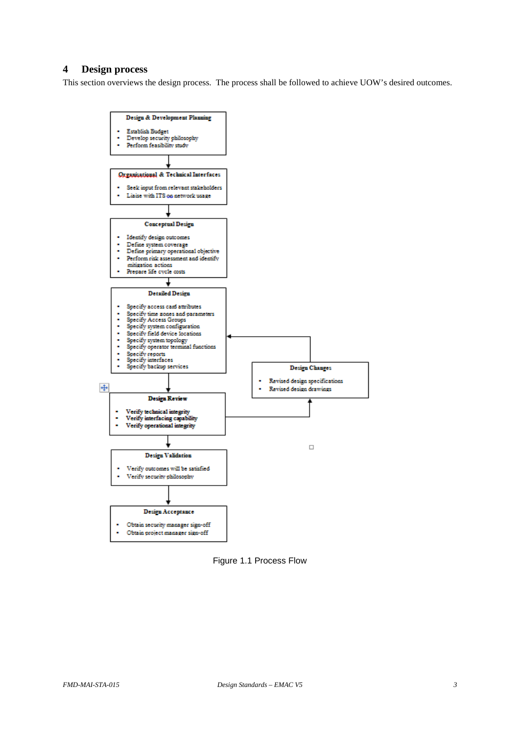## 4 Design process

This section overviews the design process. The process shall be followed to achieve UOW's desired outcomes.

**Design & Development Planning**

- Establish Budget
- Develop security philosophy
- Perform feasibility study

**Organisational & Technical Interfaces**

- Seek input from relevant stakeholders
- Liaise with ITS on network usage

**Conceptual Design**

- Identify design outcomes
- Define system coverage
- Define primary operational objective
- Perform risk assessment and identify mitigation actions
- Prepare life cycle costs

**Detailed Design**

- Specify access card attributes
- Specify time zones and parameters
- Specify Access Groups
- Specify system configuration
- Specify field device locations
- Specify system topology
- Specify operator terminal functions
- Specify reports
- Specify interfaces
- Specify backup services

**Design Review**

- Verify technical integrity
- Verify interfacing capability
- Verify operational integrity

**Design Changes**

- Revised design specifications
- Revised design drawings

**Design Validation**

- Verify outcomes will be satisfied
- Verify security philosophy

**Design Acceptance**

- Obtain security manager sign-off
- Obtain project manager sign-off

Figure 1.1 Process Flow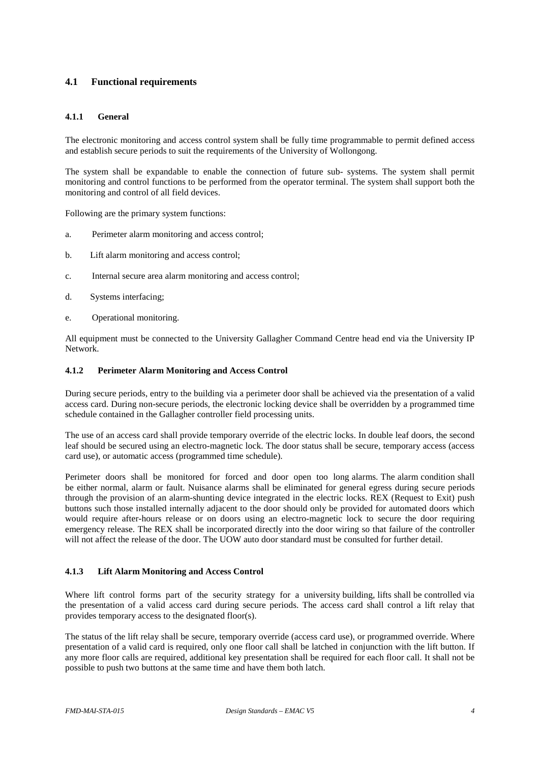## 4.1 Functional requirements

### 4.1.1 General

The electronic monitoring and access control system shall be fully time programmable to permit defined access and establish secure periods to suit the requirements of the University of Wollongong.

The system shall be expandable to enable the connection of future sub- systems. The system shall permit monitoring and control functions to be performed from the operator terminal. The system shall support both the monitoring and control of all field devices.

Following are the primary system functions:

a. Perimeter alarm monitoring and access control;

b. Lift alarm monitoring and access control;

c. Internal secure area alarm monitoring and access control;

d. Systems interfacing;

e. Operational monitoring.

All equipment must be connected to the University Gallagher Command Centre head end via the University IP Network.

### 4.1.2 Perimeter Alarm Monitoring and Access Control

During secure periods, entry to the building via a perimeter door shall be achieved via the presentation of a valid access card. During non-secure periods, the electronic locking device shall be overridden by a programmed time schedule contained in the Gallagher controller field processing units.

The use of an access card shall provide temporary override of the electric locks. In double leaf doors, the second leaf should be secured using an electro-magnetic lock. The door status shall be secure, temporary access (access card use), or automatic access (programmed time schedule).

Perimeter doors shall be monitored for forced and door open too long alarms. The alarm condition shall be either normal, alarm or fault. Nuisance alarms shall be eliminated for general egress during secure periods through the provision of an alarm-shunting device integrated in the electric locks. REX (Request to Exit) push buttons such those installed internally adjacent to the door should only be provided for automated doors which would require after-hours release or on doors using an electro-magnetic lock to secure the door requiring emergency release. The REX shall be incorporated directly into the door wiring so that failure of the controller will not affect the release of the door. The UOW auto door standard must be consulted for further detail.

### 4.1.3 Lift Alarm Monitoring and Access Control

Where lift control forms part of the security strategy for a university building, lifts shall be controlled via the presentation of a valid access card during secure periods. The access card shall control a lift relay that provides temporary access to the designated floor(s).

The status of the lift relay shall be secure, temporary override (access card use), or programmed override. Where presentation of a valid card is required, only one floor call shall be latched in conjunction with the lift button. If any more floor calls are required, additional key presentation shall be required for each floor call. It shall not be possible to push two buttons at the same time and have them both latch.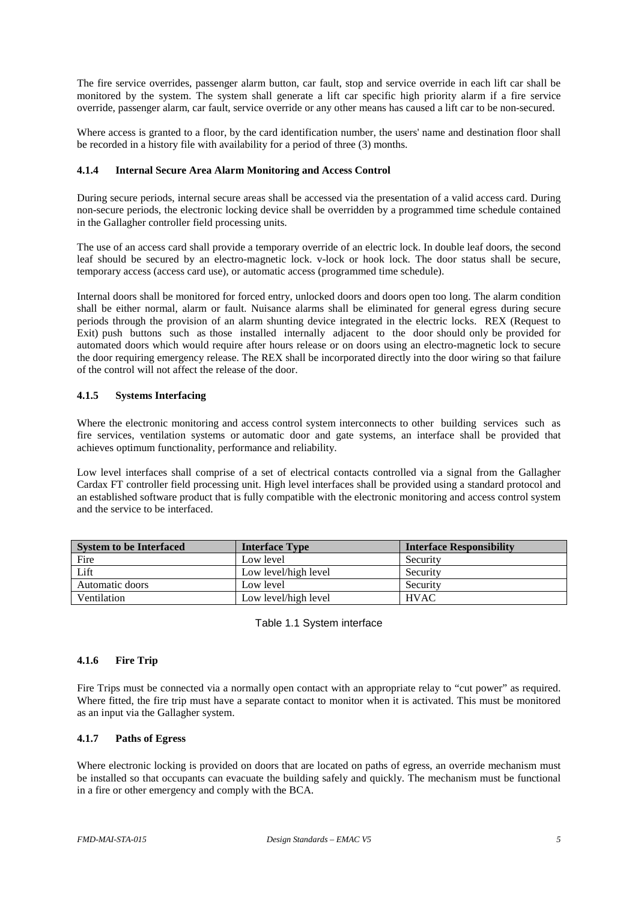The fire service overrides, passenger alarm button, car fault, stop and service override in each lift car shall be monitored by the system. The system shall generate a lift car specific high priority alarm if a fire service override, passenger alarm, car fault, service override or any other means has caused a lift car to be non-secured.

Where access is granted to a floor, by the card identification number, the users' name and destination floor shall be recorded in a history file with availability for a period of three (3) months.

#### 4.1.4 Internal Secure Area Alarm Monitoring and Access Control

During secure periods, internal secure areas shall be accessed via the presentation of a valid access card. During non-secure periods, the electronic locking device shall be overridden by a programmed time schedule contained in the Gallagher controller field processing units.

The use of an access card shall provide a temporary override of an electric lock. In double leaf doors, the second leaf should be secured by an electro-magnetic lock. v-lock or hook lock. The door status shall be secure, temporary access (access card use), or automatic access (programmed time schedule).

Internal doors shall be monitored for forced entry, unlocked doors and doors open too long. The alarm condition shall be either normal, alarm or fault. Nuisance alarms shall be eliminated for general egress during secure periods through the provision of an alarm shunting device integrated in the electric locks. REX (Request to Exit) push buttons such as those installed internally adjacent to the door should only be provided for automated doors which would require after hours release or on doors using an electro-magnetic lock to secure the door requiring emergency release. The REX shall be incorporated directly into the door wiring so that failure of the control will not affect the release of the door.

#### 4.1.5 Systems Interfacing

Where the electronic monitoring and access control system interconnects to other building services such as fire services, ventilation systems or automatic door and gate systems, an interface shall be provided that achieves optimum functionality, performance and reliability.

Low level interfaces shall comprise of a set of electrical contacts controlled via a signal from the Gallagher Cardax FT controller field processing unit. High level interfaces shall be provided using a standard protocol and an established software product that is fully compatible with the electronic monitoring and access control system and the service to be interfaced.

| System to be Interfaced | Interface Type | Interface Responsibility |
| --- | --- | --- |
| Fire | Low level | Security |
| Lift | Low level/high level | Security |
| Automatic doors | Low level | Security |
| Ventilation | Low level/high level | HVAC |

Table 1.1 System interface

#### 4.1.6 Fire Trip

Fire Trips must be connected via a normally open contact with an appropriate relay to "cut power" as required. Where fitted, the fire trip must have a separate contact to monitor when it is activated. This must be monitored as an input via the Gallagher system.

#### 4.1.7 Paths of Egress

Where electronic locking is provided on doors that are located on paths of egress, an override mechanism must be installed so that occupants can evacuate the building safely and quickly. The mechanism must be functional in a fire or other emergency and comply with the BCA.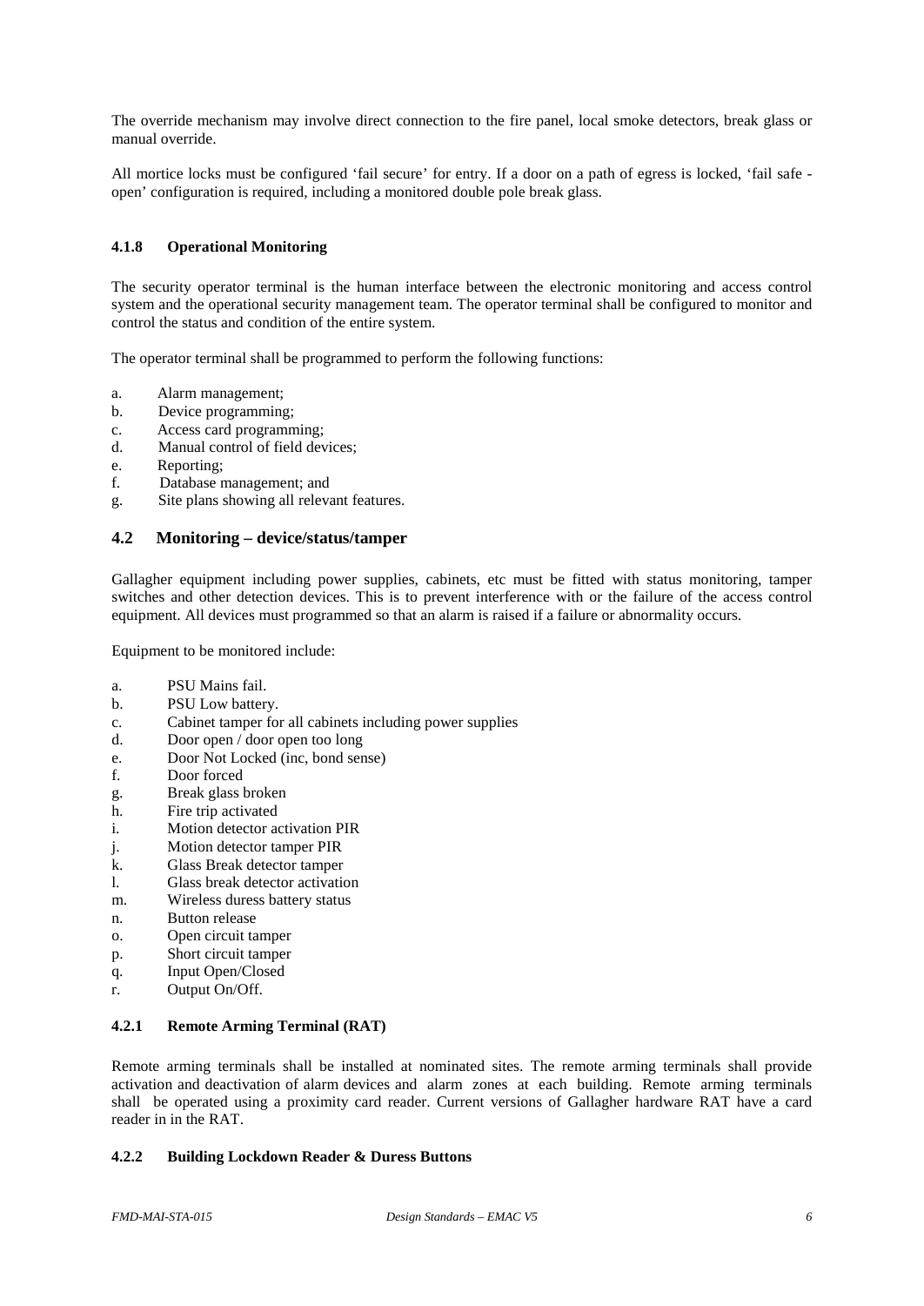The override mechanism may involve direct connection to the fire panel, local smoke detectors, break glass or manual override.

All mortice locks must be configured 'fail secure' for entry. If a door on a path of egress is locked, 'fail safe - open' configuration is required, including a monitored double pole break glass.

#### 4.1.8 Operational Monitoring

The security operator terminal is the human interface between the electronic monitoring and access control system and the operational security management team. The operator terminal shall be configured to monitor and control the status and condition of the entire system.

The operator terminal shall be programmed to perform the following functions:

a. Alarm management;
b. Device programming;
c. Access card programming;
d. Manual control of field devices;
e. Reporting;
f. Database management; and
g. Site plans showing all relevant features.

### 4.2 Monitoring – device/status/tamper

Gallagher equipment including power supplies, cabinets, etc must be fitted with status monitoring, tamper switches and other detection devices. This is to prevent interference with or the failure of the access control equipment. All devices must programmed so that an alarm is raised if a failure or abnormality occurs.

Equipment to be monitored include:

a. PSU Mains fail.
b. PSU Low battery.
c. Cabinet tamper for all cabinets including power supplies
d. Door open / door open too long
e. Door Not Locked (inc, bond sense)
f. Door forced
g. Break glass broken
h. Fire trip activated
i. Motion detector activation PIR
j. Motion detector tamper PIR
k. Glass Break detector tamper
l. Glass break detector activation
m. Wireless duress battery status
n. Button release
o. Open circuit tamper
p. Short circuit tamper
q. Input Open/Closed
r. Output On/Off.

#### 4.2.1 Remote Arming Terminal (RAT)

Remote arming terminals shall be installed at nominated sites. The remote arming terminals shall provide activation and deactivation of alarm devices and alarm zones at each building. Remote arming terminals shall be operated using a proximity card reader. Current versions of Gallagher hardware RAT have a card reader in in the RAT.

#### 4.2.2 Building Lockdown Reader & Duress Buttons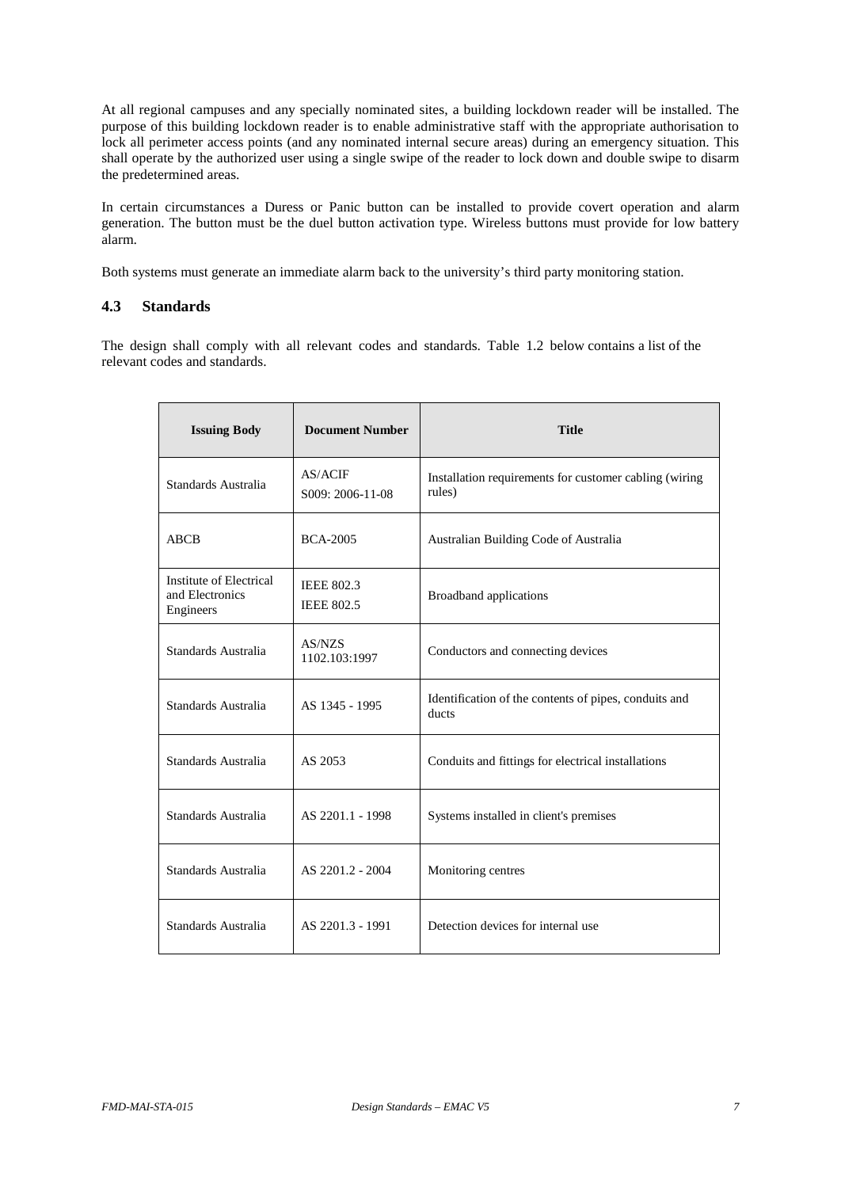At all regional campuses and any specially nominated sites, a building lockdown reader will be installed. The purpose of this building lockdown reader is to enable administrative staff with the appropriate authorisation to lock all perimeter access points (and any nominated internal secure areas) during an emergency situation. This shall operate by the authorized user using a single swipe of the reader to lock down and double swipe to disarm the predetermined areas.

In certain circumstances a Duress or Panic button can be installed to provide covert operation and alarm generation. The button must be the duel button activation type. Wireless buttons must provide for low battery alarm.

Both systems must generate an immediate alarm back to the university's third party monitoring station.

### 4.3 Standards

The design shall comply with all relevant codes and standards. Table 1.2 below contains a list of the relevant codes and standards.

| Issuing Body | Document Number | Title |
|---|---|---|
| Standards Australia | AS/ACIF S009: 2006-11-08 | Installation requirements for customer cabling (wiring rules) |
| ABCB | BCA-2005 | Australian Building Code of Australia |
| Institute of Electrical and Electronics Engineers | IEEE 802.3 IEEE 802.5 | Broadband applications |
| Standards Australia | AS/NZS 1102.103:1997 | Conductors and connecting devices |
| Standards Australia | AS 1345 - 1995 | Identification of the contents of pipes, conduits and ducts |
| Standards Australia | AS 2053 | Conduits and fittings for electrical installations |
| Standards Australia | AS 2201.1 - 1998 | Systems installed in client's premises |
| Standards Australia | AS 2201.2 - 2004 | Monitoring centres |
| Standards Australia | AS 2201.3 - 1991 | Detection devices for internal use |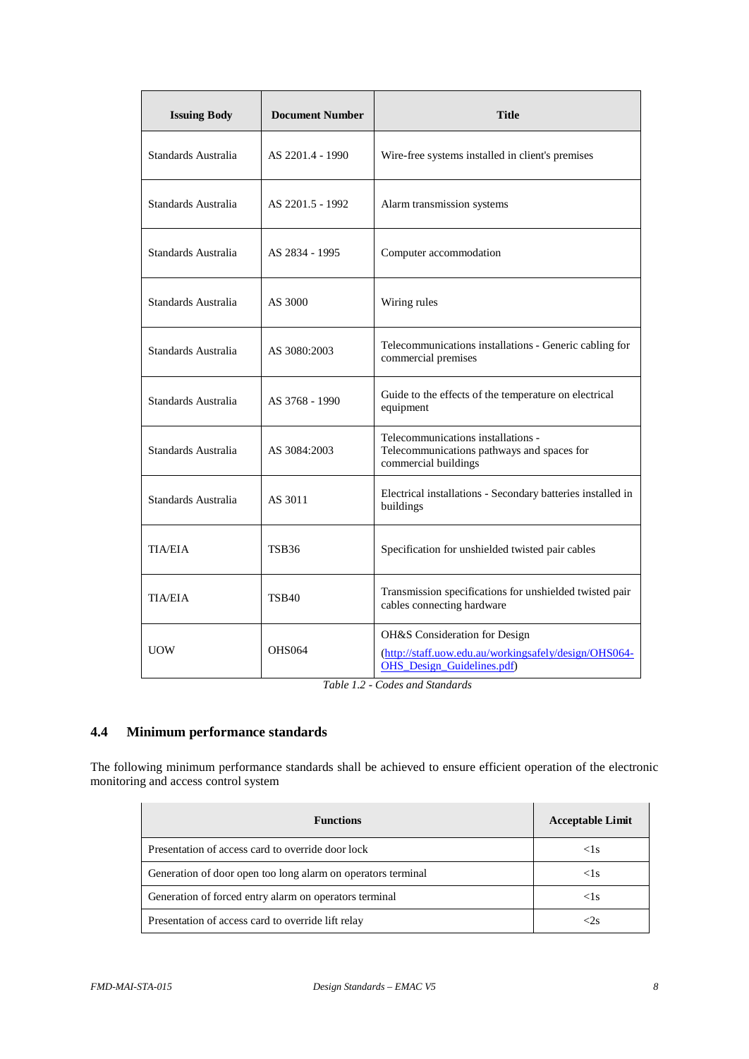| Issuing Body | Document Number | Title |
|---|---|---|
| Standards Australia | AS 2201.4 - 1990 | Wire-free systems installed in client's premises |
| Standards Australia | AS 2201.5 - 1992 | Alarm transmission systems |
| Standards Australia | AS 2834 - 1995 | Computer accommodation |
| Standards Australia | AS 3000 | Wiring rules |
| Standards Australia | AS 3080:2003 | Telecommunications installations - Generic cabling for commercial premises |
| Standards Australia | AS 3768 - 1990 | Guide to the effects of the temperature on electrical equipment |
| Standards Australia | AS 3084:2003 | Telecommunications installations - Telecommunications pathways and spaces for commercial buildings |
| Standards Australia | AS 3011 | Electrical installations - Secondary batteries installed in buildings |
| TIA/EIA | TSB36 | Specification for unshielded twisted pair cables |
| TIA/EIA | TSB40 | Transmission specifications for unshielded twisted pair cables connecting hardware |
| UOW | OHS064 | OH&S Consideration for Design (http://staff.uow.edu.au/workingsafely/design/OHS064-OHS_Design_Guidelines.pdf) |

*Table 1.2 - Codes and Standards*

## 4.4 Minimum performance standards

The following minimum performance standards shall be achieved to ensure efficient operation of the electronic monitoring and access control system

| Functions | Acceptable Limit |
|---|---|
| Presentation of access card to override door lock | <1s |
| Generation of door open too long alarm on operators terminal | <1s |
| Generation of forced entry alarm on operators terminal | <1s |
| Presentation of access card to override lift relay | <2s |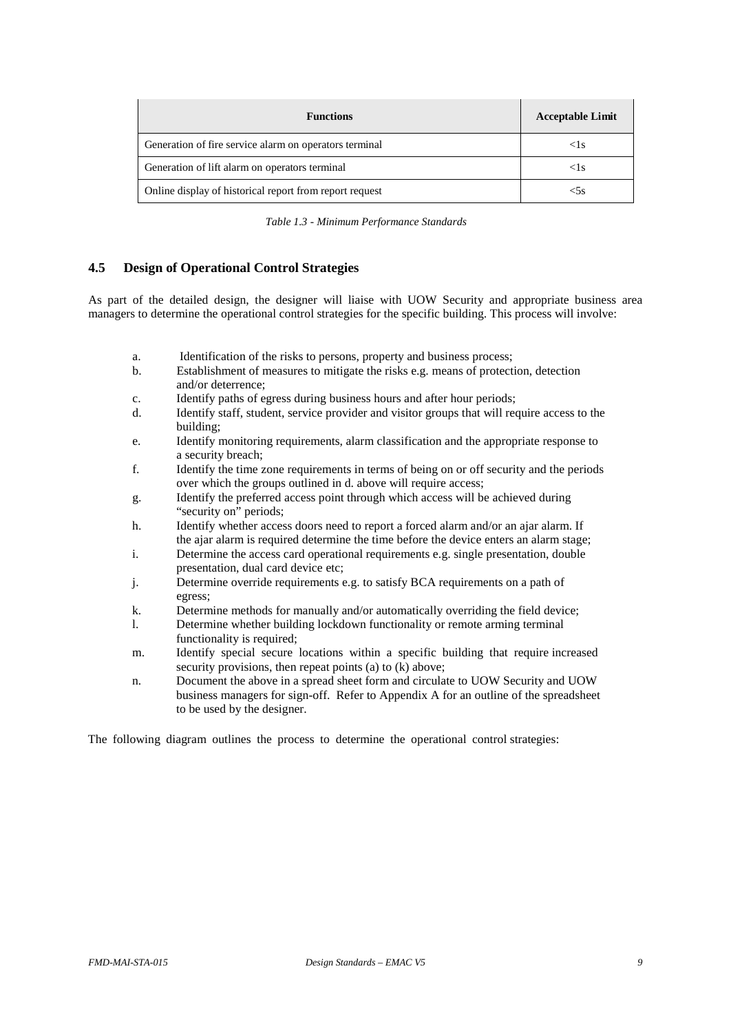| Functions | Acceptable Limit |
| --- | --- |
| Generation of fire service alarm on operators terminal | <1s |
| Generation of lift alarm on operators terminal | <1s |
| Online display of historical report from report request | <5s |

*Table 1.3 - Minimum Performance Standards*

### 4.5 Design of Operational Control Strategies

As part of the detailed design, the designer will liaise with UOW Security and appropriate business area managers to determine the operational control strategies for the specific building. This process will involve:

a. Identification of the risks to persons, property and business process;
b. Establishment of measures to mitigate the risks e.g. means of protection, detection and/or deterrence;
c. Identify paths of egress during business hours and after hour periods;
d. Identify staff, student, service provider and visitor groups that will require access to the building;
e. Identify monitoring requirements, alarm classification and the appropriate response to a security breach;
f. Identify the time zone requirements in terms of being on or off security and the periods over which the groups outlined in d. above will require access;
g. Identify the preferred access point through which access will be achieved during "security on" periods;
h. Identify whether access doors need to report a forced alarm and/or an ajar alarm. If the ajar alarm is required determine the time before the device enters an alarm stage;
i. Determine the access card operational requirements e.g. single presentation, double presentation, dual card device etc;
j. Determine override requirements e.g. to satisfy BCA requirements on a path of egress;
k. Determine methods for manually and/or automatically overriding the field device;
l. Determine whether building lockdown functionality or remote arming terminal functionality is required;
m. Identify special secure locations within a specific building that require increased security provisions, then repeat points (a) to (k) above;
n. Document the above in a spread sheet form and circulate to UOW Security and UOW business managers for sign-off. Refer to Appendix A for an outline of the spreadsheet to be used by the designer.

The following diagram outlines the process to determine the operational control strategies: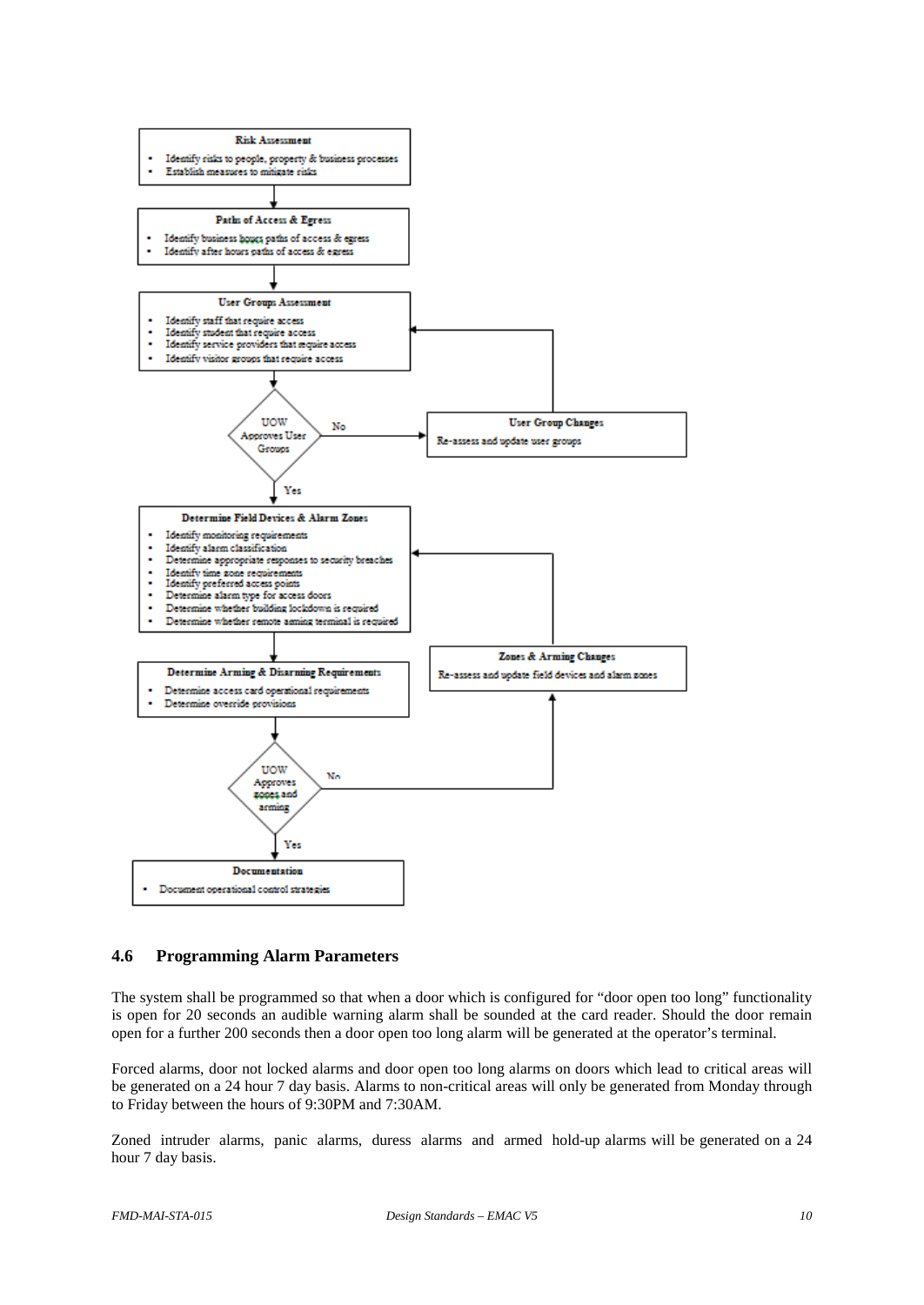**Risk Assessment**

- Identify risks to people, property & business processes
- Establish measures to mitigate risks

↓

**Paths of Access & Egress**

- Identify business hours paths of access & egress
- Identify after hours paths of access & egress

↓

**User Groups Assessment**

- Identify staff that require access
- Identify student that require access
- Identify service providers that require access
- Identify visitor groups that require access

↓

**UOW Approves User Groups?**

- No → **User Group Changes**: Re-assess and update user groups (returns to User Groups Assessment)
- Yes ↓

**Determine Field Devices & Alarm Zones**

- Identify monitoring requirements
- Identify alarm classification
- Determine appropriate responses to security breaches
- Identify time zone requirements
- Identify preferred access points
- Determine alarm type for access doors
- Determine whether building lockdown is required
- Determine whether remote arming terminal is required

↓

**Determine Arming & Disarming Requirements**

- Determine access card operational requirements
- Determine override provisions

↓

**UOW Approves zones and arming?**

- No → **Zones & Arming Changes**: Re-assess and update field devices and alarm zones (returns to Determine Field Devices & Alarm Zones)
- Yes ↓

**Documentation**

- Document operational control strategies

### 4.6 Programming Alarm Parameters

The system shall be programmed so that when a door which is configured for "door open too long" functionality is open for 20 seconds an audible warning alarm shall be sounded at the card reader. Should the door remain open for a further 200 seconds then a door open too long alarm will be generated at the operator's terminal.

Forced alarms, door not locked alarms and door open too long alarms on doors which lead to critical areas will be generated on a 24 hour 7 day basis. Alarms to non-critical areas will only be generated from Monday through to Friday between the hours of 9:30PM and 7:30AM.

Zoned intruder alarms, panic alarms, duress alarms and armed hold-up alarms will be generated on a 24 hour 7 day basis.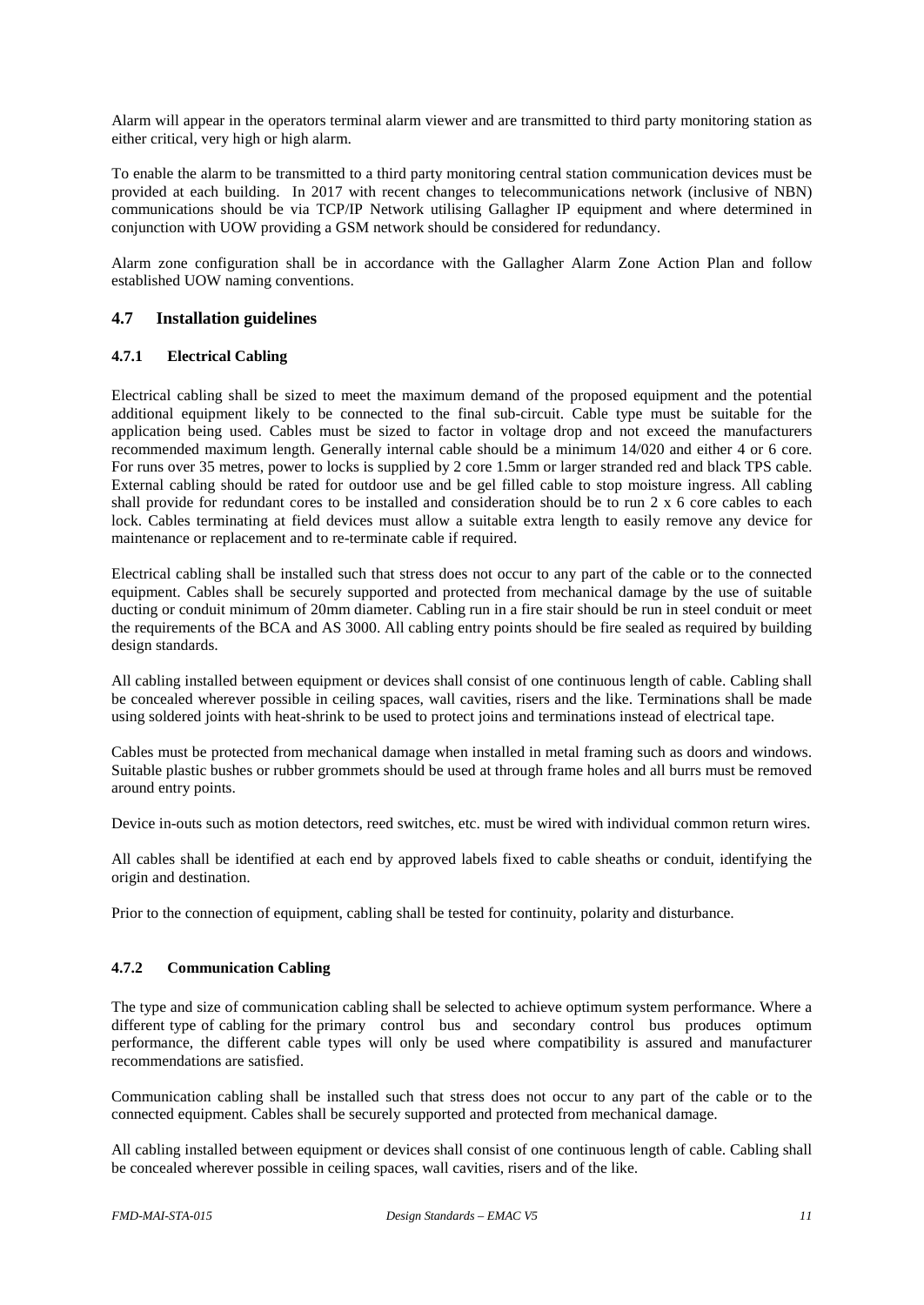Alarm will appear in the operators terminal alarm viewer and are transmitted to third party monitoring station as either critical, very high or high alarm.

To enable the alarm to be transmitted to a third party monitoring central station communication devices must be provided at each building. In 2017 with recent changes to telecommunications network (inclusive of NBN) communications should be via TCP/IP Network utilising Gallagher IP equipment and where determined in conjunction with UOW providing a GSM network should be considered for redundancy.

Alarm zone configuration shall be in accordance with the Gallagher Alarm Zone Action Plan and follow established UOW naming conventions.

## 4.7 Installation guidelines

### 4.7.1 Electrical Cabling

Electrical cabling shall be sized to meet the maximum demand of the proposed equipment and the potential additional equipment likely to be connected to the final sub-circuit. Cable type must be suitable for the application being used. Cables must be sized to factor in voltage drop and not exceed the manufacturers recommended maximum length. Generally internal cable should be a minimum 14/020 and either 4 or 6 core. For runs over 35 metres, power to locks is supplied by 2 core 1.5mm or larger stranded red and black TPS cable. External cabling should be rated for outdoor use and be gel filled cable to stop moisture ingress. All cabling shall provide for redundant cores to be installed and consideration should be to run 2 x 6 core cables to each lock. Cables terminating at field devices must allow a suitable extra length to easily remove any device for maintenance or replacement and to re-terminate cable if required.

Electrical cabling shall be installed such that stress does not occur to any part of the cable or to the connected equipment. Cables shall be securely supported and protected from mechanical damage by the use of suitable ducting or conduit minimum of 20mm diameter. Cabling run in a fire stair should be run in steel conduit or meet the requirements of the BCA and AS 3000. All cabling entry points should be fire sealed as required by building design standards.

All cabling installed between equipment or devices shall consist of one continuous length of cable. Cabling shall be concealed wherever possible in ceiling spaces, wall cavities, risers and the like. Terminations shall be made using soldered joints with heat-shrink to be used to protect joins and terminations instead of electrical tape.

Cables must be protected from mechanical damage when installed in metal framing such as doors and windows. Suitable plastic bushes or rubber grommets should be used at through frame holes and all burrs must be removed around entry points.

Device in-outs such as motion detectors, reed switches, etc. must be wired with individual common return wires.

All cables shall be identified at each end by approved labels fixed to cable sheaths or conduit, identifying the origin and destination.

Prior to the connection of equipment, cabling shall be tested for continuity, polarity and disturbance.

### 4.7.2 Communication Cabling

The type and size of communication cabling shall be selected to achieve optimum system performance. Where a different type of cabling for the primary control bus and secondary control bus produces optimum performance, the different cable types will only be used where compatibility is assured and manufacturer recommendations are satisfied.

Communication cabling shall be installed such that stress does not occur to any part of the cable or to the connected equipment. Cables shall be securely supported and protected from mechanical damage.

All cabling installed between equipment or devices shall consist of one continuous length of cable. Cabling shall be concealed wherever possible in ceiling spaces, wall cavities, risers and of the like.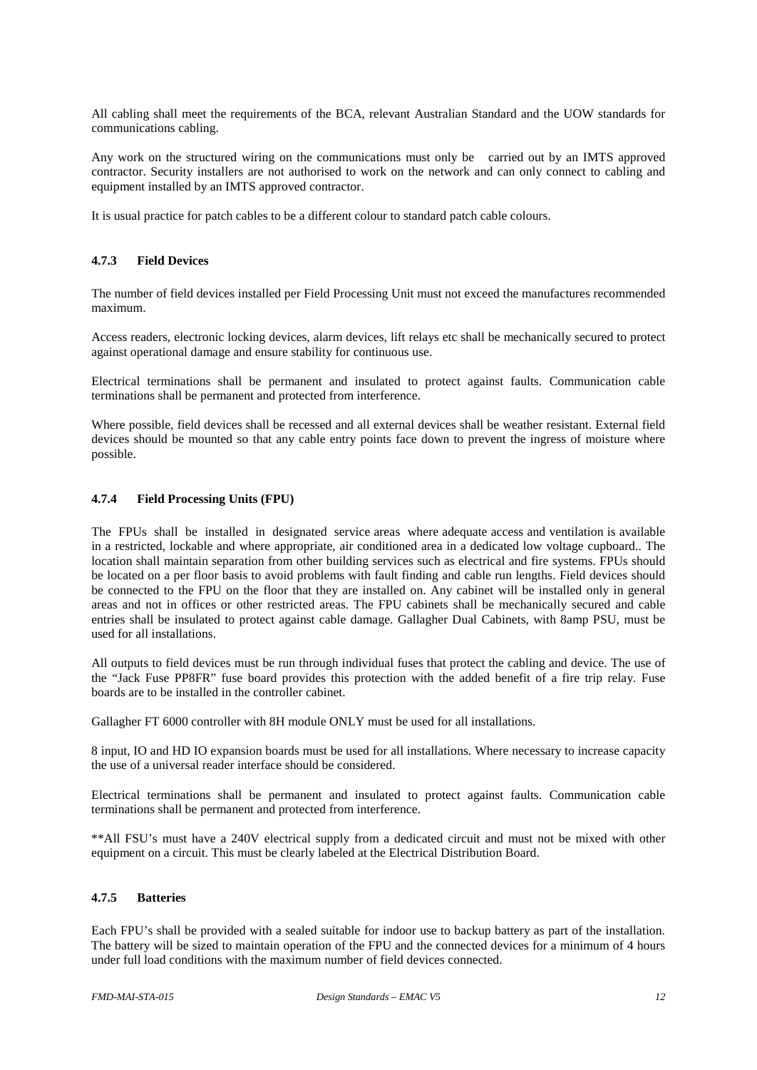All cabling shall meet the requirements of the BCA, relevant Australian Standard and the UOW standards for communications cabling.

Any work on the structured wiring on the communications must only be carried out by an IMTS approved contractor. Security installers are not authorised to work on the network and can only connect to cabling and equipment installed by an IMTS approved contractor.

It is usual practice for patch cables to be a different colour to standard patch cable colours.

### 4.7.3 Field Devices

The number of field devices installed per Field Processing Unit must not exceed the manufactures recommended maximum.

Access readers, electronic locking devices, alarm devices, lift relays etc shall be mechanically secured to protect against operational damage and ensure stability for continuous use.

Electrical terminations shall be permanent and insulated to protect against faults. Communication cable terminations shall be permanent and protected from interference.

Where possible, field devices shall be recessed and all external devices shall be weather resistant. External field devices should be mounted so that any cable entry points face down to prevent the ingress of moisture where possible.

### 4.7.4 Field Processing Units (FPU)

The FPUs shall be installed in designated service areas where adequate access and ventilation is available in a restricted, lockable and where appropriate, air conditioned area in a dedicated low voltage cupboard.. The location shall maintain separation from other building services such as electrical and fire systems. FPUs should be located on a per floor basis to avoid problems with fault finding and cable run lengths. Field devices should be connected to the FPU on the floor that they are installed on. Any cabinet will be installed only in general areas and not in offices or other restricted areas. The FPU cabinets shall be mechanically secured and cable entries shall be insulated to protect against cable damage. Gallagher Dual Cabinets, with 8amp PSU, must be used for all installations.

All outputs to field devices must be run through individual fuses that protect the cabling and device. The use of the "Jack Fuse PP8FR" fuse board provides this protection with the added benefit of a fire trip relay. Fuse boards are to be installed in the controller cabinet.

Gallagher FT 6000 controller with 8H module ONLY must be used for all installations.

8 input, IO and HD IO expansion boards must be used for all installations. Where necessary to increase capacity the use of a universal reader interface should be considered.

Electrical terminations shall be permanent and insulated to protect against faults. Communication cable terminations shall be permanent and protected from interference.

**All FSU's must have a 240V electrical supply from a dedicated circuit and must not be mixed with other equipment on a circuit. This must be clearly labeled at the Electrical Distribution Board.

### 4.7.5 Batteries

Each FPU's shall be provided with a sealed suitable for indoor use to backup battery as part of the installation. The battery will be sized to maintain operation of the FPU and the connected devices for a minimum of 4 hours under full load conditions with the maximum number of field devices connected.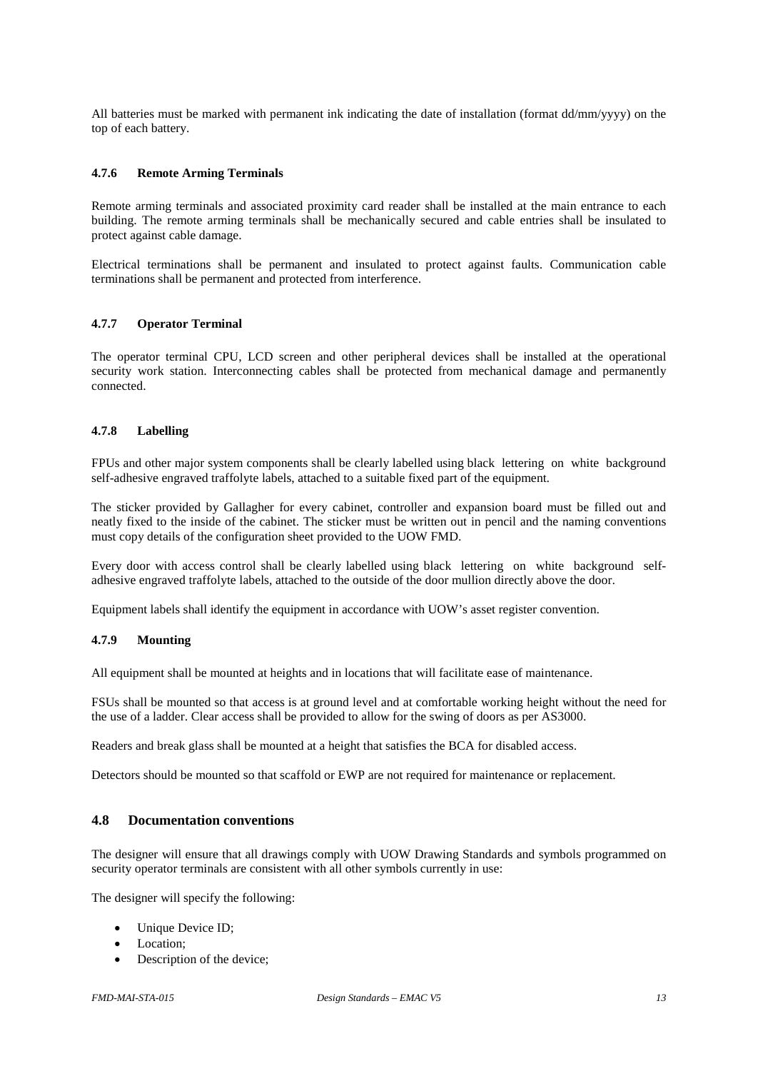All batteries must be marked with permanent ink indicating the date of installation (format dd/mm/yyyy) on the top of each battery.

#### 4.7.6 Remote Arming Terminals

Remote arming terminals and associated proximity card reader shall be installed at the main entrance to each building. The remote arming terminals shall be mechanically secured and cable entries shall be insulated to protect against cable damage.

Electrical terminations shall be permanent and insulated to protect against faults. Communication cable terminations shall be permanent and protected from interference.

#### 4.7.7 Operator Terminal

The operator terminal CPU, LCD screen and other peripheral devices shall be installed at the operational security work station. Interconnecting cables shall be protected from mechanical damage and permanently connected.

#### 4.7.8 Labelling

FPUs and other major system components shall be clearly labelled using black lettering on white background self-adhesive engraved traffolyte labels, attached to a suitable fixed part of the equipment.

The sticker provided by Gallagher for every cabinet, controller and expansion board must be filled out and neatly fixed to the inside of the cabinet. The sticker must be written out in pencil and the naming conventions must copy details of the configuration sheet provided to the UOW FMD.

Every door with access control shall be clearly labelled using black lettering on white background self-adhesive engraved traffolyte labels, attached to the outside of the door mullion directly above the door.

Equipment labels shall identify the equipment in accordance with UOW's asset register convention.

#### 4.7.9 Mounting

All equipment shall be mounted at heights and in locations that will facilitate ease of maintenance.

FSUs shall be mounted so that access is at ground level and at comfortable working height without the need for the use of a ladder. Clear access shall be provided to allow for the swing of doors as per AS3000.

Readers and break glass shall be mounted at a height that satisfies the BCA for disabled access.

Detectors should be mounted so that scaffold or EWP are not required for maintenance or replacement.

### 4.8 Documentation conventions

The designer will ensure that all drawings comply with UOW Drawing Standards and symbols programmed on security operator terminals are consistent with all other symbols currently in use:

The designer will specify the following:

- Unique Device ID;
- Location;
- Description of the device;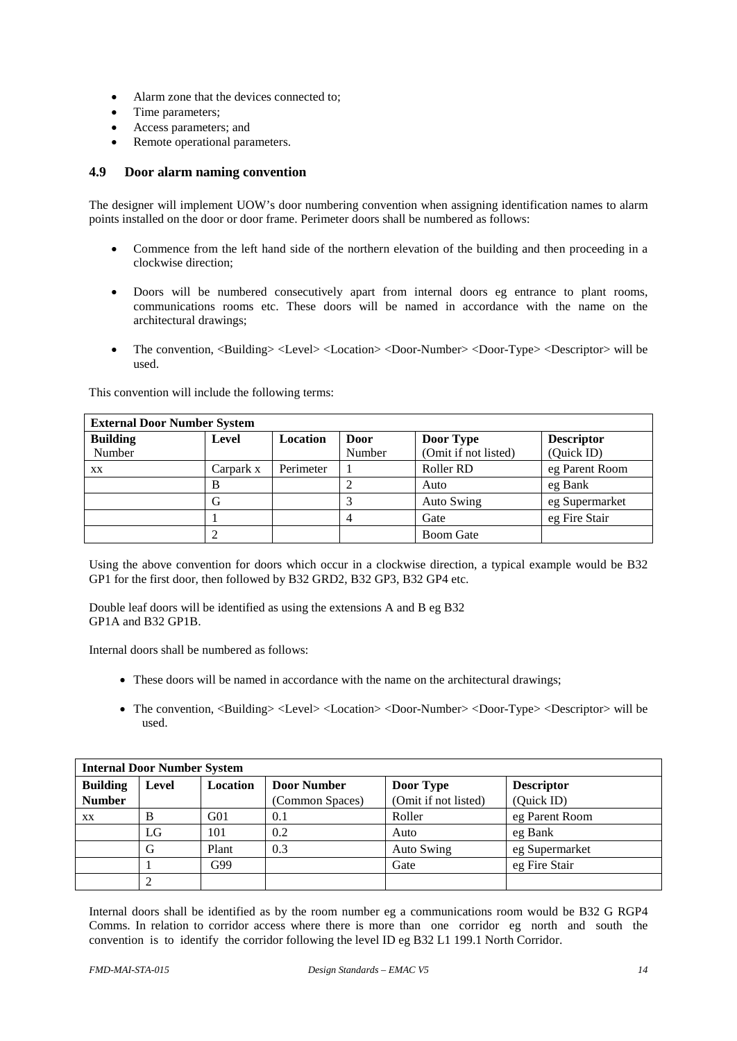- Alarm zone that the devices connected to;
- Time parameters;
- Access parameters; and
- Remote operational parameters.

### 4.9 Door alarm naming convention

The designer will implement UOW's door numbering convention when assigning identification names to alarm points installed on the door or door frame. Perimeter doors shall be numbered as follows:

- Commence from the left hand side of the northern elevation of the building and then proceeding in a clockwise direction;
- Doors will be numbered consecutively apart from internal doors eg entrance to plant rooms, communications rooms etc. These doors will be named in accordance with the name on the architectural drawings;
- The convention, <Building> <Level> <Location> <Door-Number> <Door-Type> <Descriptor> will be used.

This convention will include the following terms:

| External Door Number System | | | | | |
|---|---|---|---|---|---|
| **Building** Number | **Level** | **Location** | **Door** Number | **Door Type** (Omit if not listed) | **Descriptor** (Quick ID) |
| xx | Carpark x | Perimeter | 1 | Roller RD | eg Parent Room |
| | B | | 2 | Auto | eg Bank |
| | G | | 3 | Auto Swing | eg Supermarket |
| | 1 | | 4 | Gate | eg Fire Stair |
| | 2 | | | Boom Gate | |

Using the above convention for doors which occur in a clockwise direction, a typical example would be B32 GP1 for the first door, then followed by B32 GRD2, B32 GP3, B32 GP4 etc.

Double leaf doors will be identified as using the extensions A and B eg B32 GP1A and B32 GP1B.

Internal doors shall be numbered as follows:

- These doors will be named in accordance with the name on the architectural drawings;
- The convention, <Building> <Level> <Location> <Door-Number> <Door-Type> <Descriptor> will be used.

| Internal Door Number System | | | | | |
|---|---|---|---|---|---|
| **Building Number** | **Level** | **Location** | **Door Number** (Common Spaces) | **Door Type** (Omit if not listed) | **Descriptor** (Quick ID) |
| xx | B | G01 | 0.1 | Roller | eg Parent Room |
| | LG | 101 | 0.2 | Auto | eg Bank |
| | G | Plant | 0.3 | Auto Swing | eg Supermarket |
| | 1 | G99 | | Gate | eg Fire Stair |
| | 2 | | | | |

Internal doors shall be identified as by the room number eg a communications room would be B32 G RGP4 Comms. In relation to corridor access where there is more than one corridor eg north and south the convention is to identify the corridor following the level ID eg B32 L1 199.1 North Corridor.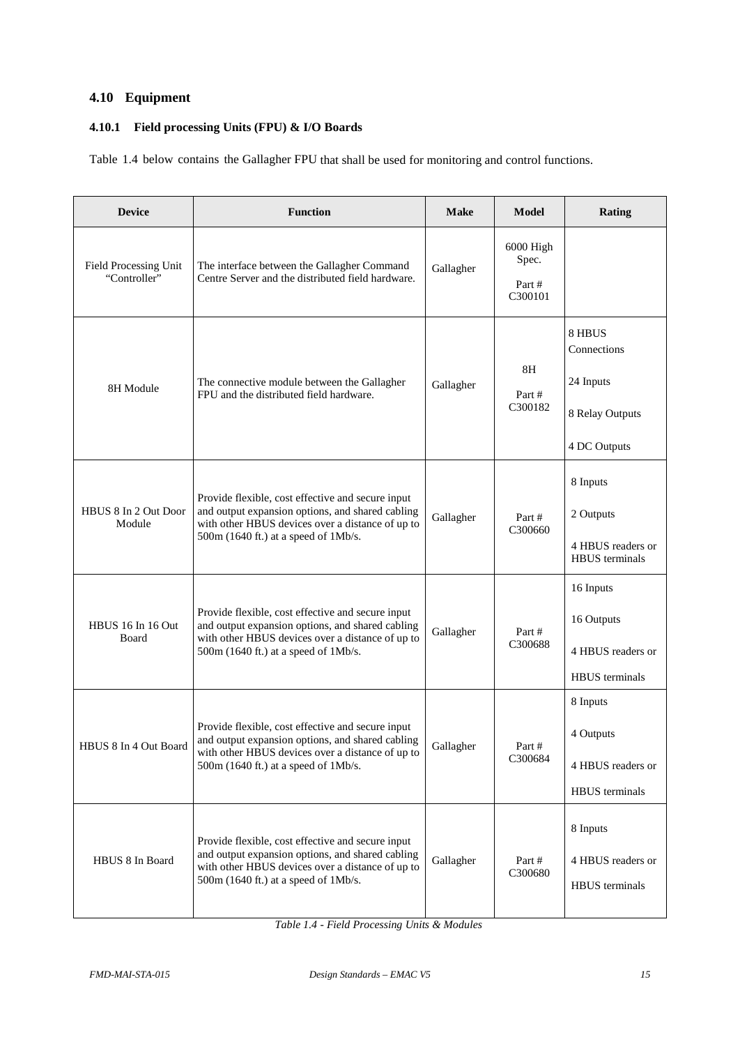## 4.10 Equipment

### 4.10.1 Field processing Units (FPU) & I/O Boards

Table 1.4 below contains the Gallagher FPU that shall be used for monitoring and control functions.

| Device | Function | Make | Model | Rating |
|---|---|---|---|---|
| Field Processing Unit "Controller" | The interface between the Gallagher Command Centre Server and the distributed field hardware. | Gallagher | 6000 High Spec.<br><br>Part # C300101 | |
| 8H Module | The connective module between the Gallagher FPU and the distributed field hardware. | Gallagher | 8H<br><br>Part # C300182 | 8 HBUS Connections<br><br>24 Inputs<br><br>8 Relay Outputs<br><br>4 DC Outputs |
| HBUS 8 In 2 Out Door Module | Provide flexible, cost effective and secure input and output expansion options, and shared cabling with other HBUS devices over a distance of up to 500m (1640 ft.) at a speed of 1Mb/s. | Gallagher | Part # C300660 | 8 Inputs<br><br>2 Outputs<br><br>4 HBUS readers or HBUS terminals |
| HBUS 16 In 16 Out Board | Provide flexible, cost effective and secure input and output expansion options, and shared cabling with other HBUS devices over a distance of up to 500m (1640 ft.) at a speed of 1Mb/s. | Gallagher | Part # C300688 | 16 Inputs<br><br>16 Outputs<br><br>4 HBUS readers or<br><br>HBUS terminals |
| HBUS 8 In 4 Out Board | Provide flexible, cost effective and secure input and output expansion options, and shared cabling with other HBUS devices over a distance of up to 500m (1640 ft.) at a speed of 1Mb/s. | Gallagher | Part # C300684 | 8 Inputs<br><br>4 Outputs<br><br>4 HBUS readers or<br><br>HBUS terminals |
| HBUS 8 In Board | Provide flexible, cost effective and secure input and output expansion options, and shared cabling with other HBUS devices over a distance of up to 500m (1640 ft.) at a speed of 1Mb/s. | Gallagher | Part # C300680 | 8 Inputs<br><br>4 HBUS readers or<br><br>HBUS terminals |

*Table 1.4 - Field Processing Units & Modules*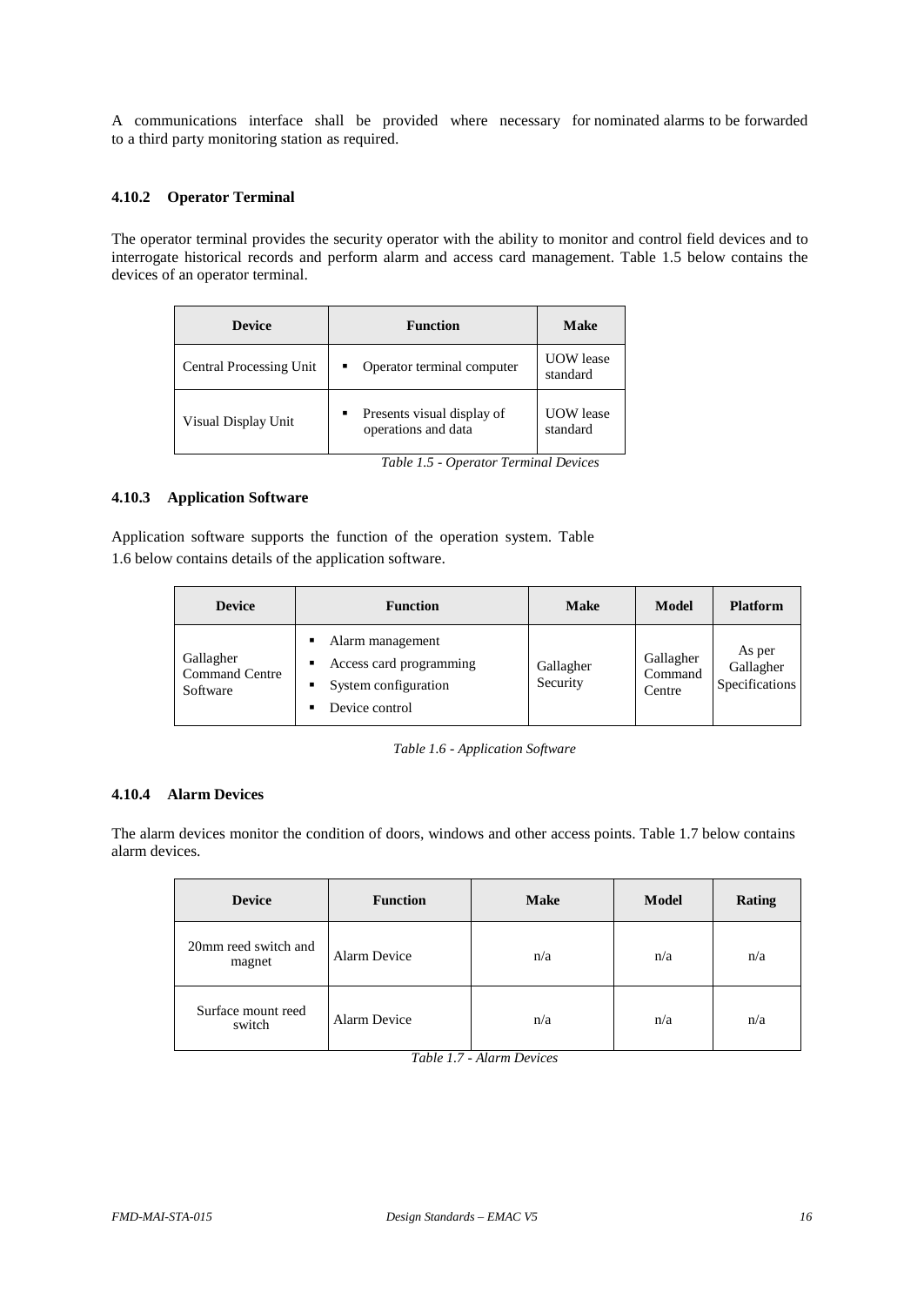A communications interface shall be provided where necessary for nominated alarms to be forwarded to a third party monitoring station as required.

### 4.10.2 Operator Terminal

The operator terminal provides the security operator with the ability to monitor and control field devices and to interrogate historical records and perform alarm and access card management. Table 1.5 below contains the devices of an operator terminal.

| Device | Function | Make |
|---|---|---|
| Central Processing Unit | ▪ Operator terminal computer | UOW lease standard |
| Visual Display Unit | ▪ Presents visual display of operations and data | UOW lease standard |

*Table 1.5 - Operator Terminal Devices*

### 4.10.3 Application Software

Application software supports the function of the operation system. Table 1.6 below contains details of the application software.

| Device | Function | Make | Model | Platform |
|---|---|---|---|---|
| Gallagher Command Centre Software | ▪ Alarm management<br>▪ Access card programming<br>▪ System configuration<br>▪ Device control | Gallagher Security | Gallagher Command Centre | As per Gallagher Specifications |

*Table 1.6 - Application Software*

### 4.10.4 Alarm Devices

The alarm devices monitor the condition of doors, windows and other access points. Table 1.7 below contains alarm devices.

| Device | Function | Make | Model | Rating |
|---|---|---|---|---|
| 20mm reed switch and magnet | Alarm Device | n/a | n/a | n/a |
| Surface mount reed switch | Alarm Device | n/a | n/a | n/a |

*Table 1.7 - Alarm Devices*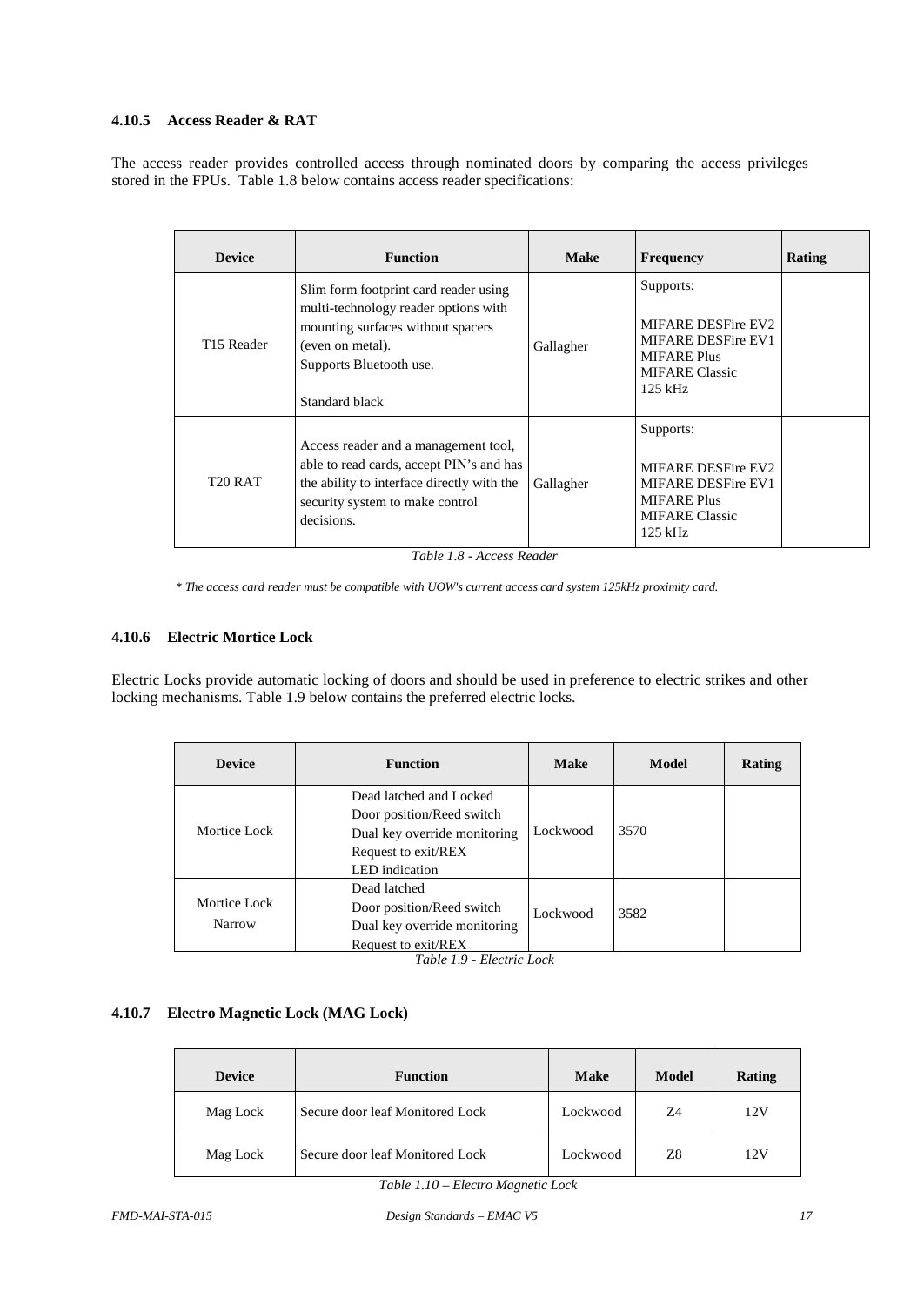### 4.10.5 Access Reader & RAT

The access reader provides controlled access through nominated doors by comparing the access privileges stored in the FPUs. Table 1.8 below contains access reader specifications:

| Device | Function | Make | Frequency | Rating |
|---|---|---|---|---|
| T15 Reader | Slim form footprint card reader using multi-technology reader options with mounting surfaces without spacers (even on metal).<br>Supports Bluetooth use.<br><br>Standard black | Gallagher | Supports:<br><br>MIFARE DESFire EV2<br>MIFARE DESFire EV1<br>MIFARE Plus<br>MIFARE Classic<br>125 kHz | |
| T20 RAT | Access reader and a management tool, able to read cards, accept PIN's and has the ability to interface directly with the security system to make control decisions. | Gallagher | Supports:<br><br>MIFARE DESFire EV2<br>MIFARE DESFire EV1<br>MIFARE Plus<br>MIFARE Classic<br>125 kHz | |

*Table 1.8 - Access Reader*

*\* The access card reader must be compatible with UOW's current access card system 125kHz proximity card.*

### 4.10.6 Electric Mortice Lock

Electric Locks provide automatic locking of doors and should be used in preference to electric strikes and other locking mechanisms. Table 1.9 below contains the preferred electric locks.

| Device | Function | Make | Model | Rating |
|---|---|---|---|---|
| Mortice Lock | Dead latched and Locked<br>Door position/Reed switch<br>Dual key override monitoring<br>Request to exit/REX<br>LED indication | Lockwood | 3570 | |
| Mortice Lock Narrow | Dead latched<br>Door position/Reed switch<br>Dual key override monitoring<br>Request to exit/REX | Lockwood | 3582 | |

*Table 1.9 - Electric Lock*

### 4.10.7 Electro Magnetic Lock (MAG Lock)

| Device | Function | Make | Model | Rating |
|---|---|---|---|---|
| Mag Lock | Secure door leaf Monitored Lock | Lockwood | Z4 | 12V |
| Mag Lock | Secure door leaf Monitored Lock | Lockwood | Z8 | 12V |

*Table 1.10 – Electro Magnetic Lock*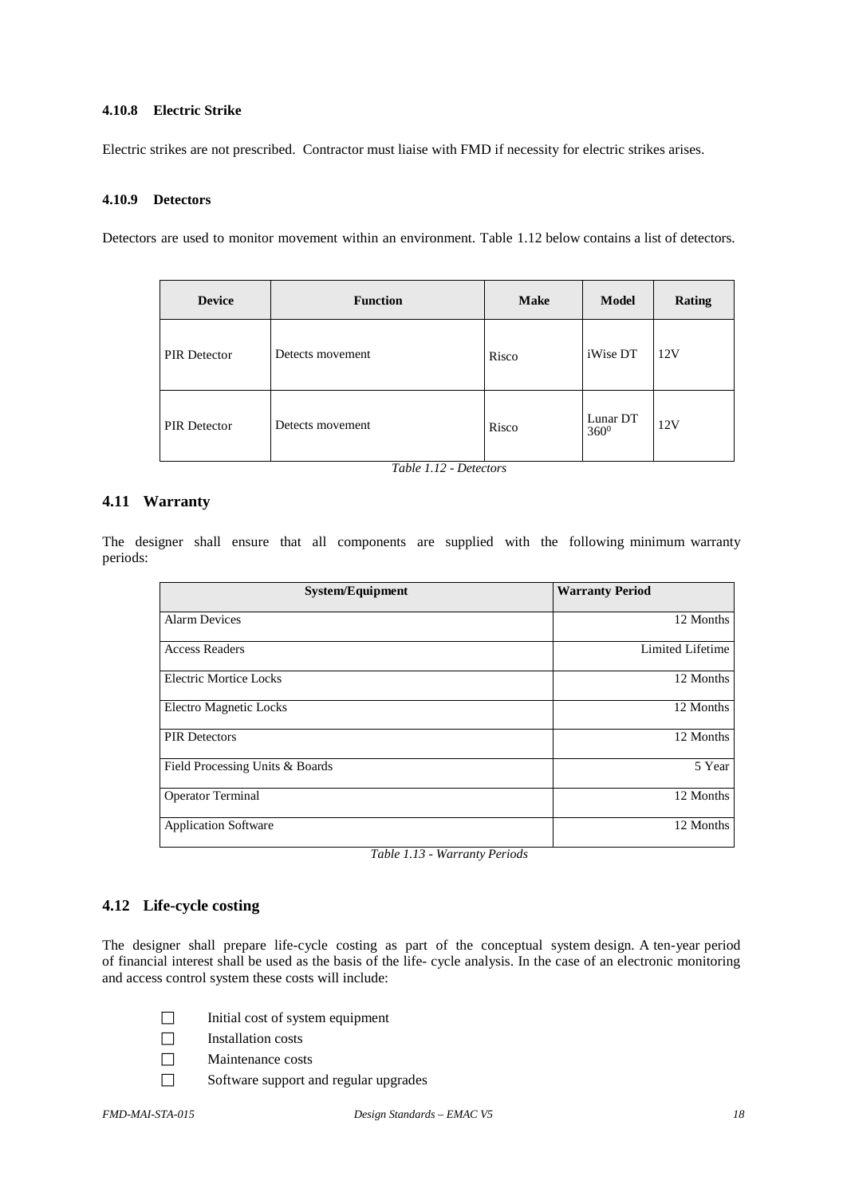#### 4.10.8 Electric Strike

Electric strikes are not prescribed. Contractor must liaise with FMD if necessity for electric strikes arises.

#### 4.10.9 Detectors

Detectors are used to monitor movement within an environment. Table 1.12 below contains a list of detectors.

| Device | Function | Make | Model | Rating |
|---|---|---|---|---|
| PIR Detector | Detects movement | Risco | iWise DT | 12V |
| PIR Detector | Detects movement | Risco | Lunar DT $360^0$ | 12V |

*Table 1.12 - Detectors*

### 4.11 Warranty

The designer shall ensure that all components are supplied with the following minimum warranty periods:

| System/Equipment | Warranty Period |
|---|---|
| Alarm Devices | 12 Months |
| Access Readers | Limited Lifetime |
| Electric Mortice Locks | 12 Months |
| Electro Magnetic Locks | 12 Months |
| PIR Detectors | 12 Months |
| Field Processing Units & Boards | 5 Year |
| Operator Terminal | 12 Months |
| Application Software | 12 Months |

*Table 1.13 - Warranty Periods*

### 4.12 Life-cycle costing

The designer shall prepare life-cycle costing as part of the conceptual system design. A ten-year period of financial interest shall be used as the basis of the life- cycle analysis. In the case of an electronic monitoring and access control system these costs will include:

- ☐ Initial cost of system equipment
- ☐ Installation costs
- ☐ Maintenance costs
- ☐ Software support and regular upgrades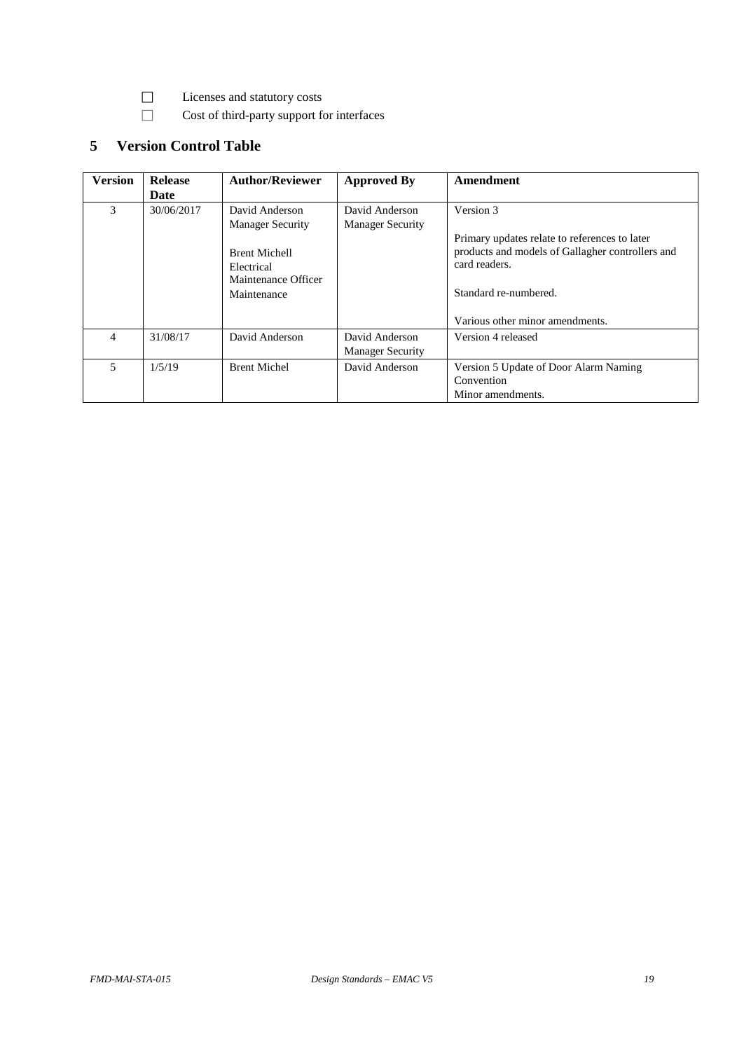- ☐ Licenses and statutory costs
- ☐ Cost of third-party support for interfaces

## 5 Version Control Table

| Version | Release Date | Author/Reviewer | Approved By | Amendment |
|---|---|---|---|---|
| 3 | 30/06/2017 | David Anderson<br>Manager Security<br><br>Brent Michell<br>Electrical Maintenance Officer<br>Maintenance | David Anderson<br>Manager Security | Version 3<br><br>Primary updates relate to references to later products and models of Gallagher controllers and card readers.<br><br>Standard re-numbered.<br><br>Various other minor amendments. |
| 4 | 31/08/17 | David Anderson | David Anderson<br>Manager Security | Version 4 released |
| 5 | 1/5/19 | Brent Michel | David Anderson | Version 5 Update of Door Alarm Naming Convention<br>Minor amendments. |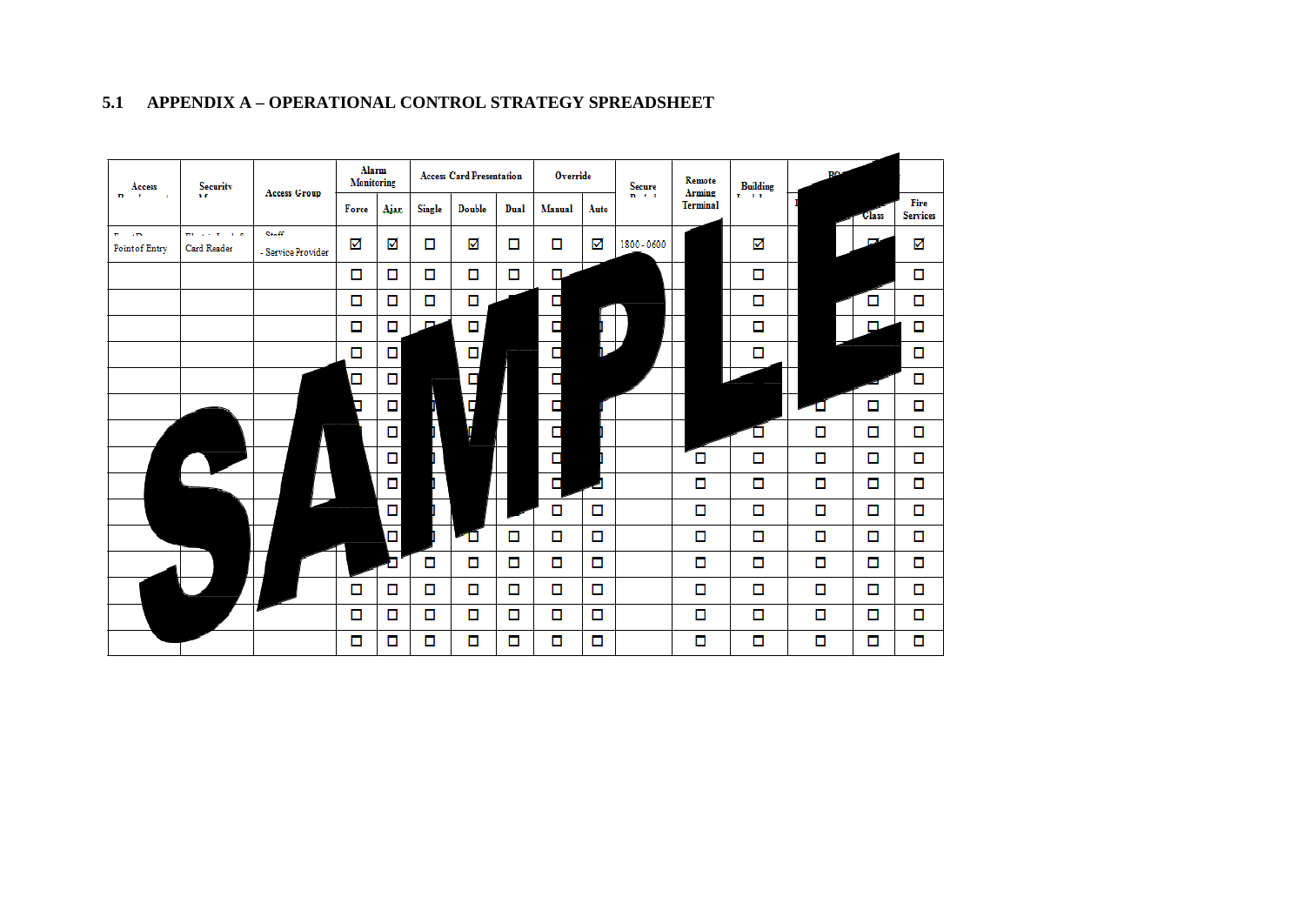## 5.1 APPENDIX A – OPERATIONAL CONTROL STRATEGY SPREADSHEET

| Access | Security | Access Group | Alarm Monitoring | | Access Card Presentation | | | Override | | Secure | Remote Arming Terminal | Building | BO | | |
|---|---|---|---|---|---|---|---|---|---|---|---|---|---|---|---|
| | | | Force | Ajar | Single | Double | Dual | Manual | Auto | | | | | Class | Fire Services |
| Front Door Point of Entry | Electric Lock & Card Reader | Staff - Service Provider | ☑ | ☑ | ☐ | ☑ | ☐ | ☐ | ☑ | 1800 - 0600 | | ☑ | | ☑ | ☑ |
| | | | ☐ | ☐ | ☐ | ☐ | ☐ | ☐ | ☐ | | ☐ | ☐ | ☐ | ☐ | ☐ |
| | | | ☐ | ☐ | ☐ | ☐ | ☐ | ☐ | ☐ | | ☐ | ☐ | ☐ | ☐ | ☐ |
| | | | ☐ | ☐ | ☐ | ☐ | ☐ | ☐ | ☐ | | ☐ | ☐ | ☐ | ☐ | ☐ |
| | | | ☐ | ☐ | ☐ | ☐ | ☐ | ☐ | ☐ | | ☐ | ☐ | ☐ | ☐ | ☐ |
| | | | ☐ | ☐ | ☐ | ☐ | ☐ | ☐ | ☐ | | ☐ | ☐ | ☐ | ☐ | ☐ |
| | | | ☐ | ☐ | ☐ | ☐ | ☐ | ☐ | ☐ | | ☐ | ☐ | ☐ | ☐ | ☐ |
| | | | ☐ | ☐ | ☐ | ☐ | ☐ | ☐ | ☐ | | ☐ | ☐ | ☐ | ☐ | ☐ |
| | | | ☐ | ☐ | ☐ | ☐ | ☐ | ☐ | ☐ | | ☐ | ☐ | ☐ | ☐ | ☐ |
| | | | ☐ | ☐ | ☐ | ☐ | ☐ | ☐ | ☐ | | ☐ | ☐ | ☐ | ☐ | ☐ |
| | | | ☐ | ☐ | ☐ | ☐ | ☐ | ☐ | ☐ | | ☐ | ☐ | ☐ | ☐ | ☐ |
| | | | ☐ | ☐ | ☐ | ☐ | ☐ | ☐ | ☐ | | ☐ | ☐ | ☐ | ☐ | ☐ |
| | | | ☐ | ☐ | ☐ | ☐ | ☐ | ☐ | ☐ | | ☐ | ☐ | ☐ | ☐ | ☐ |
| | | | ☐ | ☐ | ☐ | ☐ | ☐ | ☐ | ☐ | | ☐ | ☐ | ☐ | ☐ | ☐ |
| | | | ☐ | ☐ | ☐ | ☐ | ☐ | ☐ | ☐ | | ☐ | ☐ | ☐ | ☐ | ☐ |
| | | | ☐ | ☐ | ☐ | ☐ | ☐ | ☐ | ☐ | | ☐ | ☐ | ☐ | ☐ | ☐ |

SAMPLE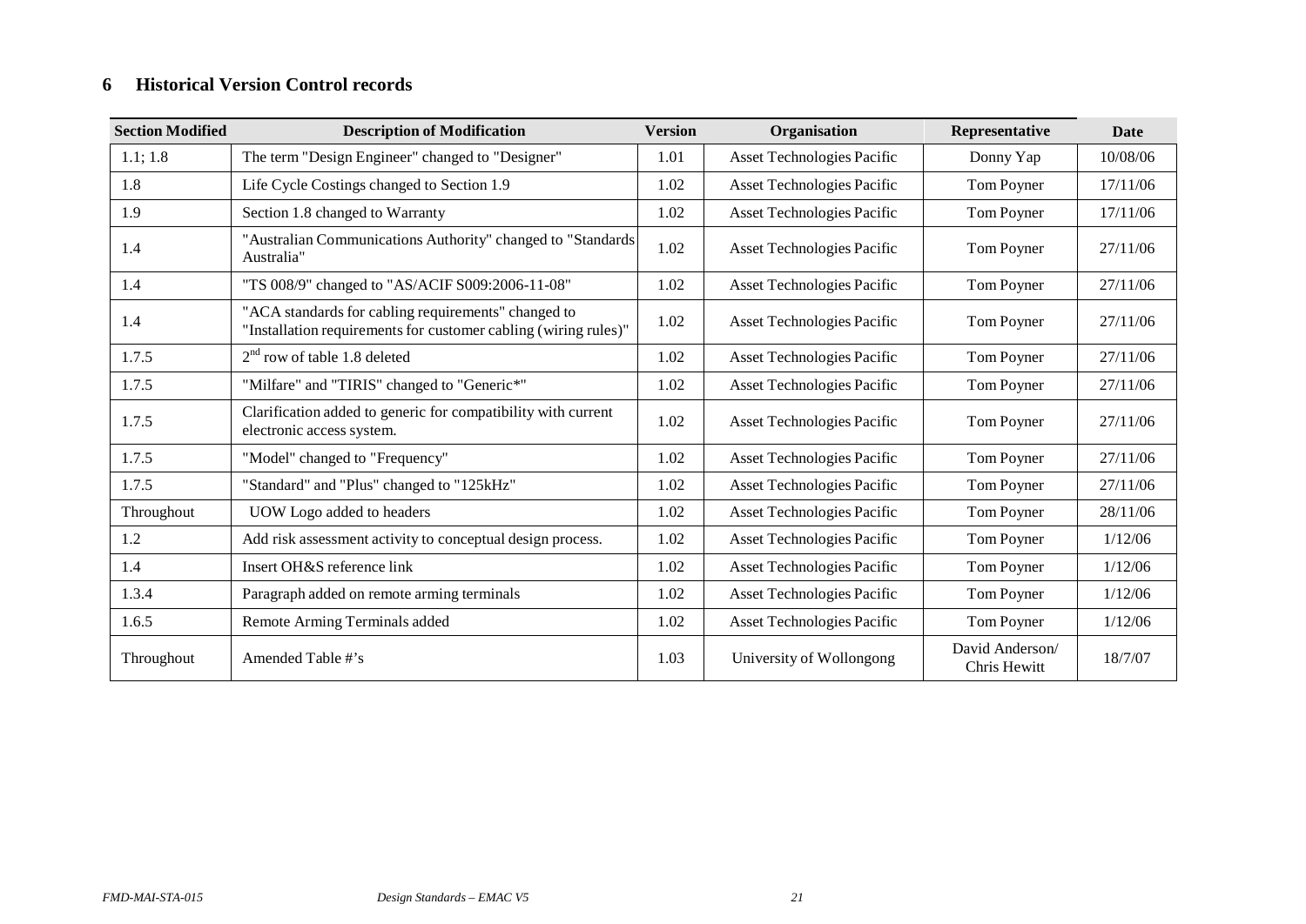## 6 Historical Version Control records

| Section Modified | Description of Modification | Version | Organisation | Representative | Date |
|---|---|---|---|---|---|
| 1.1; 1.8 | The term "Design Engineer" changed to "Designer" | 1.01 | Asset Technologies Pacific | Donny Yap | 10/08/06 |
| 1.8 | Life Cycle Costings changed to Section 1.9 | 1.02 | Asset Technologies Pacific | Tom Poyner | 17/11/06 |
| 1.9 | Section 1.8 changed to Warranty | 1.02 | Asset Technologies Pacific | Tom Poyner | 17/11/06 |
| 1.4 | "Australian Communications Authority" changed to "Standards Australia" | 1.02 | Asset Technologies Pacific | Tom Poyner | 27/11/06 |
| 1.4 | "TS 008/9" changed to "AS/ACIF S009:2006-11-08" | 1.02 | Asset Technologies Pacific | Tom Poyner | 27/11/06 |
| 1.4 | "ACA standards for cabling requirements" changed to "Installation requirements for customer cabling (wiring rules)" | 1.02 | Asset Technologies Pacific | Tom Poyner | 27/11/06 |
| 1.7.5 | 2nd row of table 1.8 deleted | 1.02 | Asset Technologies Pacific | Tom Poyner | 27/11/06 |
| 1.7.5 | "Milfare" and "TIRIS" changed to "Generic*" | 1.02 | Asset Technologies Pacific | Tom Poyner | 27/11/06 |
| 1.7.5 | Clarification added to generic for compatibility with current electronic access system. | 1.02 | Asset Technologies Pacific | Tom Poyner | 27/11/06 |
| 1.7.5 | "Model" changed to "Frequency" | 1.02 | Asset Technologies Pacific | Tom Poyner | 27/11/06 |
| 1.7.5 | "Standard" and "Plus" changed to "125kHz" | 1.02 | Asset Technologies Pacific | Tom Poyner | 27/11/06 |
| Throughout | UOW Logo added to headers | 1.02 | Asset Technologies Pacific | Tom Poyner | 28/11/06 |
| 1.2 | Add risk assessment activity to conceptual design process. | 1.02 | Asset Technologies Pacific | Tom Poyner | 1/12/06 |
| 1.4 | Insert OH&S reference link | 1.02 | Asset Technologies Pacific | Tom Poyner | 1/12/06 |
| 1.3.4 | Paragraph added on remote arming terminals | 1.02 | Asset Technologies Pacific | Tom Poyner | 1/12/06 |
| 1.6.5 | Remote Arming Terminals added | 1.02 | Asset Technologies Pacific | Tom Poyner | 1/12/06 |
| Throughout | Amended Table #'s | 1.03 | University of Wollongong | David Anderson/ Chris Hewitt | 18/7/07 |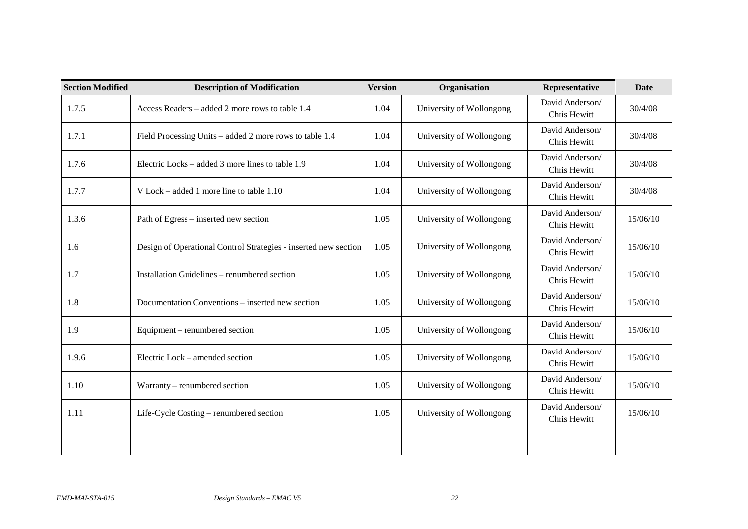| Section Modified | Description of Modification | Version | Organisation | Representative | Date |
|---|---|---|---|---|---|
| 1.7.5 | Access Readers – added 2 more rows to table 1.4 | 1.04 | University of Wollongong | David Anderson/ Chris Hewitt | 30/4/08 |
| 1.7.1 | Field Processing Units – added 2 more rows to table 1.4 | 1.04 | University of Wollongong | David Anderson/ Chris Hewitt | 30/4/08 |
| 1.7.6 | Electric Locks – added 3 more lines to table 1.9 | 1.04 | University of Wollongong | David Anderson/ Chris Hewitt | 30/4/08 |
| 1.7.7 | V Lock – added 1 more line to table 1.10 | 1.04 | University of Wollongong | David Anderson/ Chris Hewitt | 30/4/08 |
| 1.3.6 | Path of Egress – inserted new section | 1.05 | University of Wollongong | David Anderson/ Chris Hewitt | 15/06/10 |
| 1.6 | Design of Operational Control Strategies - inserted new section | 1.05 | University of Wollongong | David Anderson/ Chris Hewitt | 15/06/10 |
| 1.7 | Installation Guidelines – renumbered section | 1.05 | University of Wollongong | David Anderson/ Chris Hewitt | 15/06/10 |
| 1.8 | Documentation Conventions – inserted new section | 1.05 | University of Wollongong | David Anderson/ Chris Hewitt | 15/06/10 |
| 1.9 | Equipment – renumbered section | 1.05 | University of Wollongong | David Anderson/ Chris Hewitt | 15/06/10 |
| 1.9.6 | Electric Lock – amended section | 1.05 | University of Wollongong | David Anderson/ Chris Hewitt | 15/06/10 |
| 1.10 | Warranty – renumbered section | 1.05 | University of Wollongong | David Anderson/ Chris Hewitt | 15/06/10 |
| 1.11 | Life-Cycle Costing – renumbered section | 1.05 | University of Wollongong | David Anderson/ Chris Hewitt | 15/06/10 |
| | | | | | |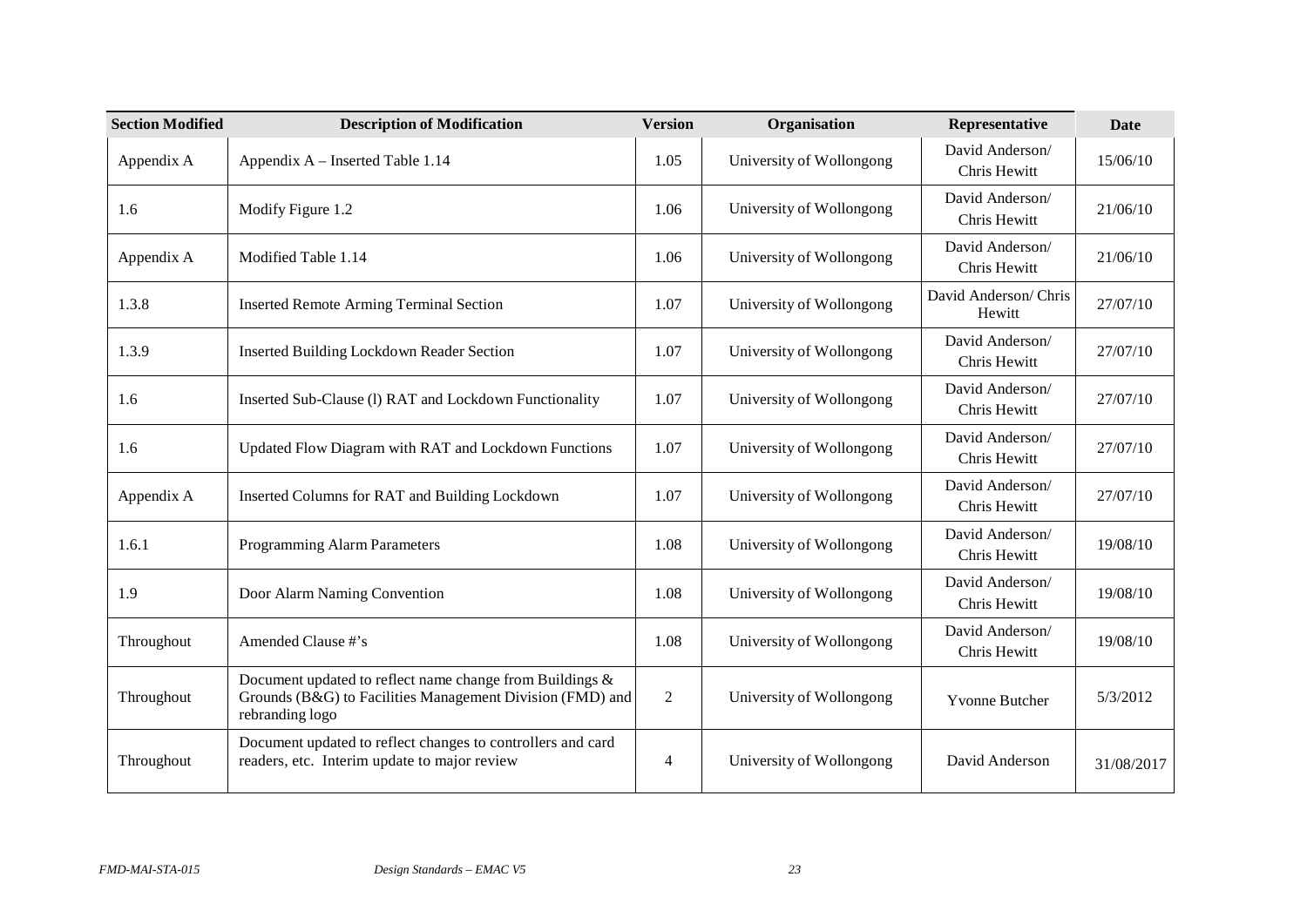| Section Modified | Description of Modification | Version | Organisation | Representative | Date |
|---|---|---|---|---|---|
| Appendix A | Appendix A – Inserted Table 1.14 | 1.05 | University of Wollongong | David Anderson/ Chris Hewitt | 15/06/10 |
| 1.6 | Modify Figure 1.2 | 1.06 | University of Wollongong | David Anderson/ Chris Hewitt | 21/06/10 |
| Appendix A | Modified Table 1.14 | 1.06 | University of Wollongong | David Anderson/ Chris Hewitt | 21/06/10 |
| 1.3.8 | Inserted Remote Arming Terminal Section | 1.07 | University of Wollongong | David Anderson/ Chris Hewitt | 27/07/10 |
| 1.3.9 | Inserted Building Lockdown Reader Section | 1.07 | University of Wollongong | David Anderson/ Chris Hewitt | 27/07/10 |
| 1.6 | Inserted Sub-Clause (l) RAT and Lockdown Functionality | 1.07 | University of Wollongong | David Anderson/ Chris Hewitt | 27/07/10 |
| 1.6 | Updated Flow Diagram with RAT and Lockdown Functions | 1.07 | University of Wollongong | David Anderson/ Chris Hewitt | 27/07/10 |
| Appendix A | Inserted Columns for RAT and Building Lockdown | 1.07 | University of Wollongong | David Anderson/ Chris Hewitt | 27/07/10 |
| 1.6.1 | Programming Alarm Parameters | 1.08 | University of Wollongong | David Anderson/ Chris Hewitt | 19/08/10 |
| 1.9 | Door Alarm Naming Convention | 1.08 | University of Wollongong | David Anderson/ Chris Hewitt | 19/08/10 |
| Throughout | Amended Clause #'s | 1.08 | University of Wollongong | David Anderson/ Chris Hewitt | 19/08/10 |
| Throughout | Document updated to reflect name change from Buildings & Grounds (B&G) to Facilities Management Division (FMD) and rebranding logo | 2 | University of Wollongong | Yvonne Butcher | 5/3/2012 |
| Throughout | Document updated to reflect changes to controllers and card readers, etc. Interim update to major review | 4 | University of Wollongong | David Anderson | 31/08/2017 |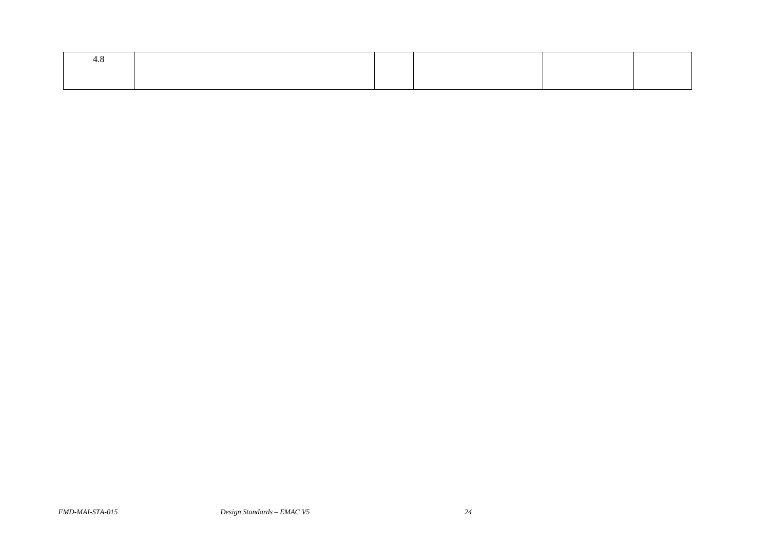| | | | | | |
|---|---|---|---|---|---|
| 4.8 | | | | | |